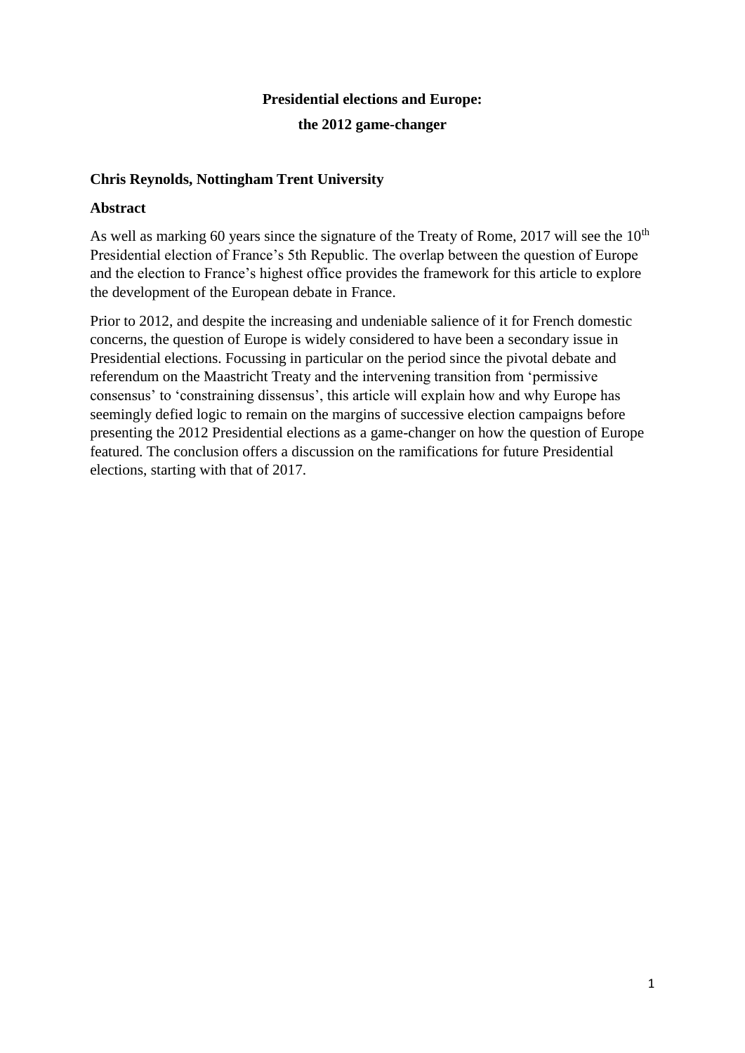# Presidential elections and Europe:
# the 2012 game-changer

**Chris Reynolds, Nottingham Trent University**

## Abstract

As well as marking 60 years since the signature of the Treaty of Rome, 2017 will see the 10th Presidential election of France's 5th Republic. The overlap between the question of Europe and the election to France's highest office provides the framework for this article to explore the development of the European debate in France.

Prior to 2012, and despite the increasing and undeniable salience of it for French domestic concerns, the question of Europe is widely considered to have been a secondary issue in Presidential elections. Focussing in particular on the period since the pivotal debate and referendum on the Maastricht Treaty and the intervening transition from 'permissive consensus' to 'constraining dissensus', this article will explain how and why Europe has seemingly defied logic to remain on the margins of successive election campaigns before presenting the 2012 Presidential elections as a game-changer on how the question of Europe featured. The conclusion offers a discussion on the ramifications for future Presidential elections, starting with that of 2017.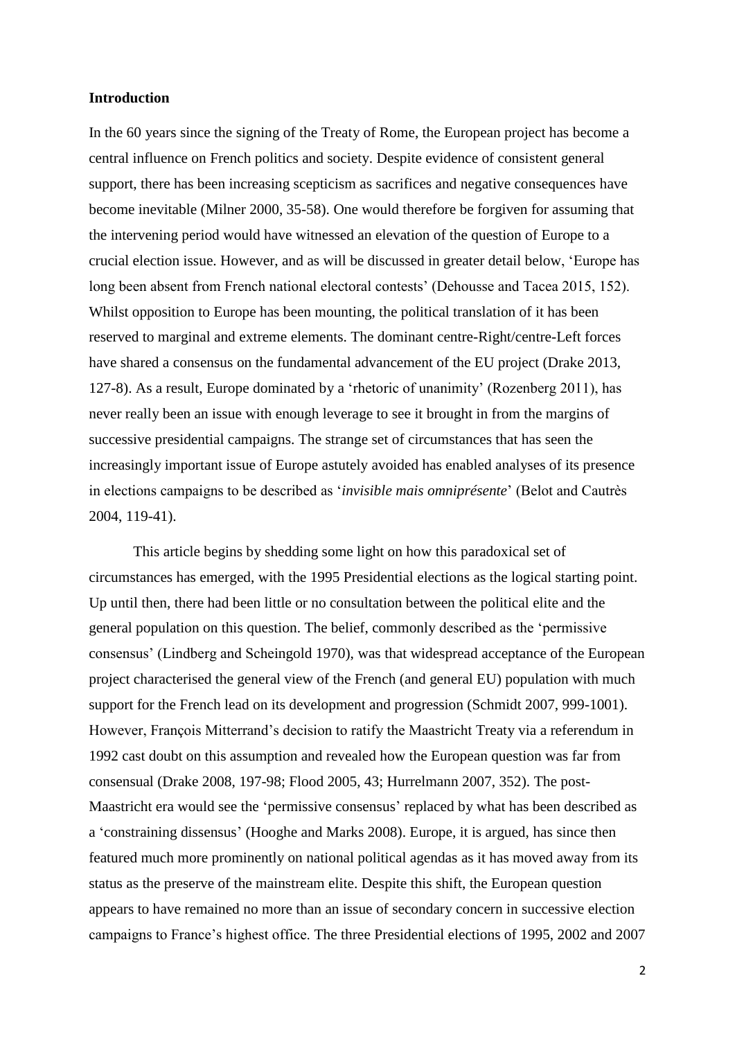## Introduction

In the 60 years since the signing of the Treaty of Rome, the European project has become a central influence on French politics and society. Despite evidence of consistent general support, there has been increasing scepticism as sacrifices and negative consequences have become inevitable (Milner 2000, 35-58). One would therefore be forgiven for assuming that the intervening period would have witnessed an elevation of the question of Europe to a crucial election issue. However, and as will be discussed in greater detail below, 'Europe has long been absent from French national electoral contests' (Dehousse and Tacea 2015, 152). Whilst opposition to Europe has been mounting, the political translation of it has been reserved to marginal and extreme elements. The dominant centre-Right/centre-Left forces have shared a consensus on the fundamental advancement of the EU project (Drake 2013, 127-8). As a result, Europe dominated by a 'rhetoric of unanimity' (Rozenberg 2011), has never really been an issue with enough leverage to see it brought in from the margins of successive presidential campaigns. The strange set of circumstances that has seen the increasingly important issue of Europe astutely avoided has enabled analyses of its presence in elections campaigns to be described as '*invisible mais omniprésente*' (Belot and Cautrès 2004, 119-41).

This article begins by shedding some light on how this paradoxical set of circumstances has emerged, with the 1995 Presidential elections as the logical starting point. Up until then, there had been little or no consultation between the political elite and the general population on this question. The belief, commonly described as the 'permissive consensus' (Lindberg and Scheingold 1970), was that widespread acceptance of the European project characterised the general view of the French (and general EU) population with much support for the French lead on its development and progression (Schmidt 2007, 999-1001). However, François Mitterrand's decision to ratify the Maastricht Treaty via a referendum in 1992 cast doubt on this assumption and revealed how the European question was far from consensual (Drake 2008, 197-98; Flood 2005, 43; Hurrelmann 2007, 352). The post-Maastricht era would see the 'permissive consensus' replaced by what has been described as a 'constraining dissensus' (Hooghe and Marks 2008). Europe, it is argued, has since then featured much more prominently on national political agendas as it has moved away from its status as the preserve of the mainstream elite. Despite this shift, the European question appears to have remained no more than an issue of secondary concern in successive election campaigns to France's highest office. The three Presidential elections of 1995, 2002 and 2007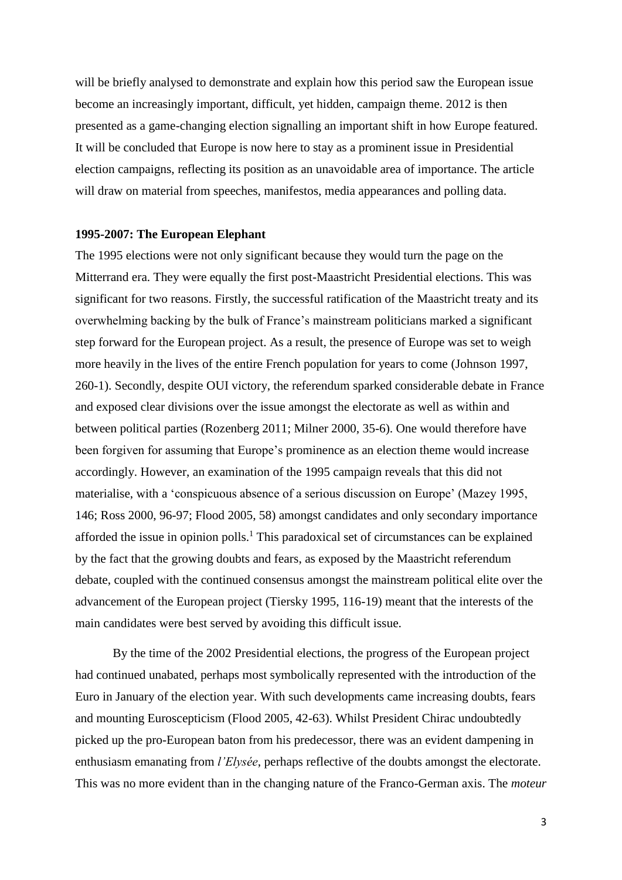will be briefly analysed to demonstrate and explain how this period saw the European issue become an increasingly important, difficult, yet hidden, campaign theme. 2012 is then presented as a game-changing election signalling an important shift in how Europe featured. It will be concluded that Europe is now here to stay as a prominent issue in Presidential election campaigns, reflecting its position as an unavoidable area of importance. The article will draw on material from speeches, manifestos, media appearances and polling data.

## 1995-2007: The European Elephant

The 1995 elections were not only significant because they would turn the page on the Mitterrand era. They were equally the first post-Maastricht Presidential elections. This was significant for two reasons. Firstly, the successful ratification of the Maastricht treaty and its overwhelming backing by the bulk of France's mainstream politicians marked a significant step forward for the European project. As a result, the presence of Europe was set to weigh more heavily in the lives of the entire French population for years to come (Johnson 1997, 260-1). Secondly, despite OUI victory, the referendum sparked considerable debate in France and exposed clear divisions over the issue amongst the electorate as well as within and between political parties (Rozenberg 2011; Milner 2000, 35-6). One would therefore have been forgiven for assuming that Europe's prominence as an election theme would increase accordingly. However, an examination of the 1995 campaign reveals that this did not materialise, with a 'conspicuous absence of a serious discussion on Europe' (Mazey 1995, 146; Ross 2000, 96-97; Flood 2005, 58) amongst candidates and only secondary importance afforded the issue in opinion polls.[1] This paradoxical set of circumstances can be explained by the fact that the growing doubts and fears, as exposed by the Maastricht referendum debate, coupled with the continued consensus amongst the mainstream political elite over the advancement of the European project (Tiersky 1995, 116-19) meant that the interests of the main candidates were best served by avoiding this difficult issue.

By the time of the 2002 Presidential elections, the progress of the European project had continued unabated, perhaps most symbolically represented with the introduction of the Euro in January of the election year. With such developments came increasing doubts, fears and mounting Euroscepticism (Flood 2005, 42-63). Whilst President Chirac undoubtedly picked up the pro-European baton from his predecessor, there was an evident dampening in enthusiasm emanating from *l'Elysée*, perhaps reflective of the doubts amongst the electorate. This was no more evident than in the changing nature of the Franco-German axis. The *moteur*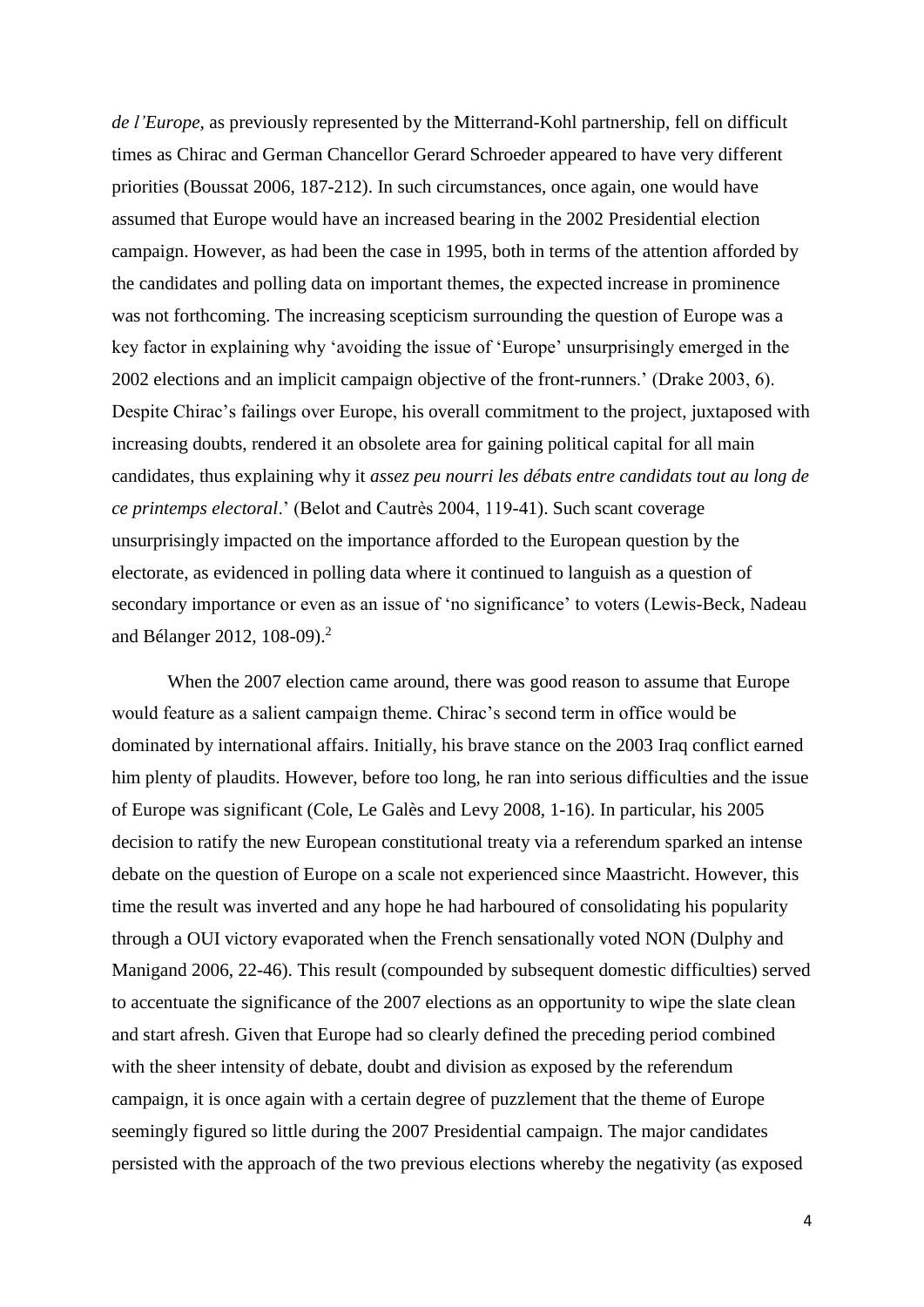*de l'Europe*, as previously represented by the Mitterrand-Kohl partnership, fell on difficult times as Chirac and German Chancellor Gerard Schroeder appeared to have very different priorities (Boussat 2006, 187-212). In such circumstances, once again, one would have assumed that Europe would have an increased bearing in the 2002 Presidential election campaign. However, as had been the case in 1995, both in terms of the attention afforded by the candidates and polling data on important themes, the expected increase in prominence was not forthcoming. The increasing scepticism surrounding the question of Europe was a key factor in explaining why 'avoiding the issue of 'Europe' unsurprisingly emerged in the 2002 elections and an implicit campaign objective of the front-runners.' (Drake 2003, 6). Despite Chirac's failings over Europe, his overall commitment to the project, juxtaposed with increasing doubts, rendered it an obsolete area for gaining political capital for all main candidates, thus explaining why it *assez peu nourri les débats entre candidats tout au long de ce printemps electoral*.' (Belot and Cautrès 2004, 119-41). Such scant coverage unsurprisingly impacted on the importance afforded to the European question by the electorate, as evidenced in polling data where it continued to languish as a question of secondary importance or even as an issue of 'no significance' to voters (Lewis-Beck, Nadeau and Bélanger 2012, 108-09).[2]

When the 2007 election came around, there was good reason to assume that Europe would feature as a salient campaign theme. Chirac's second term in office would be dominated by international affairs. Initially, his brave stance on the 2003 Iraq conflict earned him plenty of plaudits. However, before too long, he ran into serious difficulties and the issue of Europe was significant (Cole, Le Galès and Levy 2008, 1-16). In particular, his 2005 decision to ratify the new European constitutional treaty via a referendum sparked an intense debate on the question of Europe on a scale not experienced since Maastricht. However, this time the result was inverted and any hope he had harboured of consolidating his popularity through a OUI victory evaporated when the French sensationally voted NON (Dulphy and Manigand 2006, 22-46). This result (compounded by subsequent domestic difficulties) served to accentuate the significance of the 2007 elections as an opportunity to wipe the slate clean and start afresh. Given that Europe had so clearly defined the preceding period combined with the sheer intensity of debate, doubt and division as exposed by the referendum campaign, it is once again with a certain degree of puzzlement that the theme of Europe seemingly figured so little during the 2007 Presidential campaign. The major candidates persisted with the approach of the two previous elections whereby the negativity (as exposed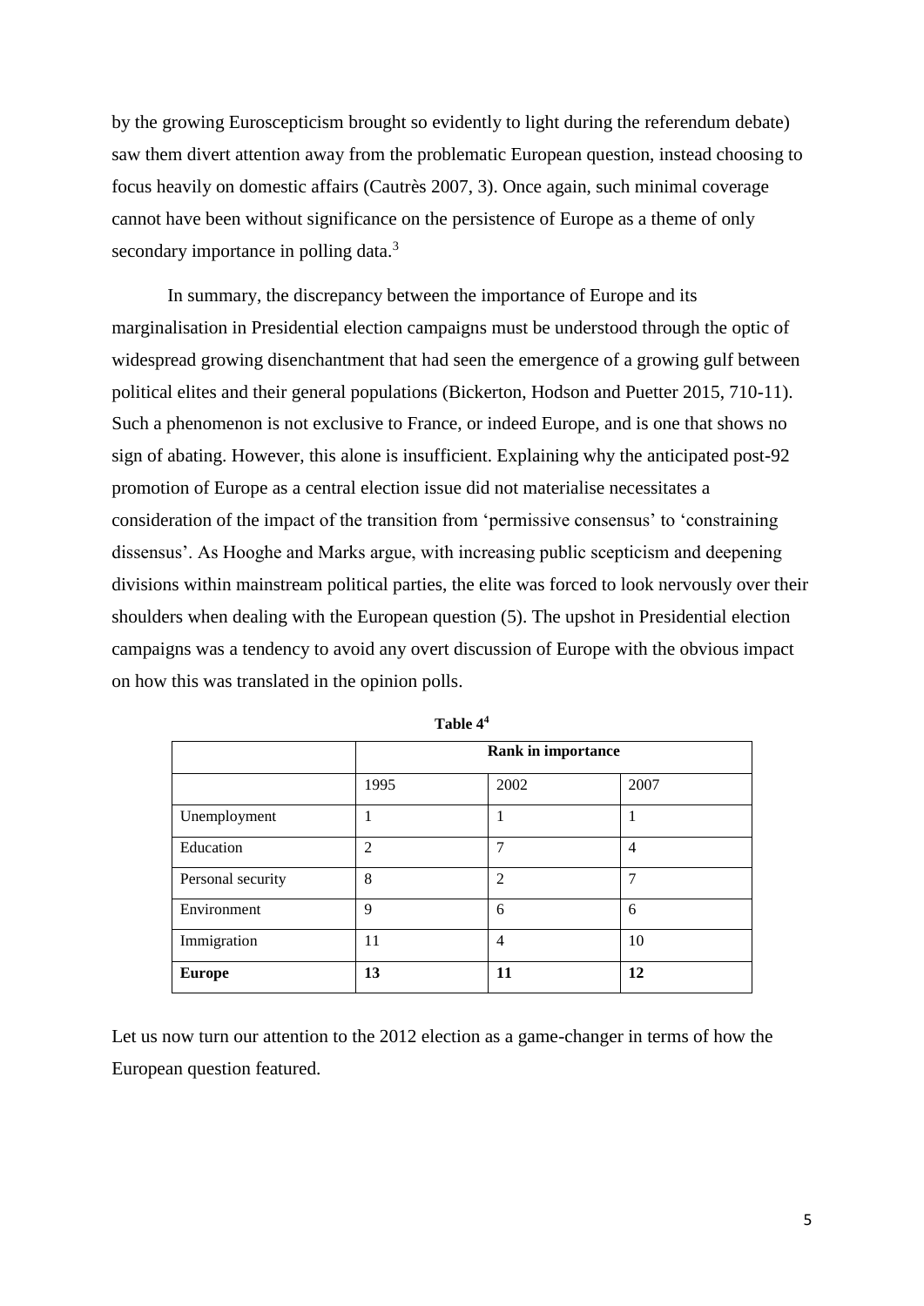by the growing Euroscepticism brought so evidently to light during the referendum debate) saw them divert attention away from the problematic European question, instead choosing to focus heavily on domestic affairs (Cautrès 2007, 3). Once again, such minimal coverage cannot have been without significance on the persistence of Europe as a theme of only secondary importance in polling data.[3]

In summary, the discrepancy between the importance of Europe and its marginalisation in Presidential election campaigns must be understood through the optic of widespread growing disenchantment that had seen the emergence of a growing gulf between political elites and their general populations (Bickerton, Hodson and Puetter 2015, 710-11). Such a phenomenon is not exclusive to France, or indeed Europe, and is one that shows no sign of abating. However, this alone is insufficient. Explaining why the anticipated post-92 promotion of Europe as a central election issue did not materialise necessitates a consideration of the impact of the transition from 'permissive consensus' to 'constraining dissensus'. As Hooghe and Marks argue, with increasing public scepticism and deepening divisions within mainstream political parties, the elite was forced to look nervously over their shoulders when dealing with the European question (5). The upshot in Presidential election campaigns was a tendency to avoid any overt discussion of Europe with the obvious impact on how this was translated in the opinion polls.

**Table 4**[4]

| | **Rank in importance** | | |
|---|---|---|---|
| | 1995 | 2002 | 2007 |
| Unemployment | 1 | 1 | 1 |
| Education | 2 | 7 | 4 |
| Personal security | 8 | 2 | 7 |
| Environment | 9 | 6 | 6 |
| Immigration | 11 | 4 | 10 |
| **Europe** | **13** | **11** | **12** |

Let us now turn our attention to the 2012 election as a game-changer in terms of how the European question featured.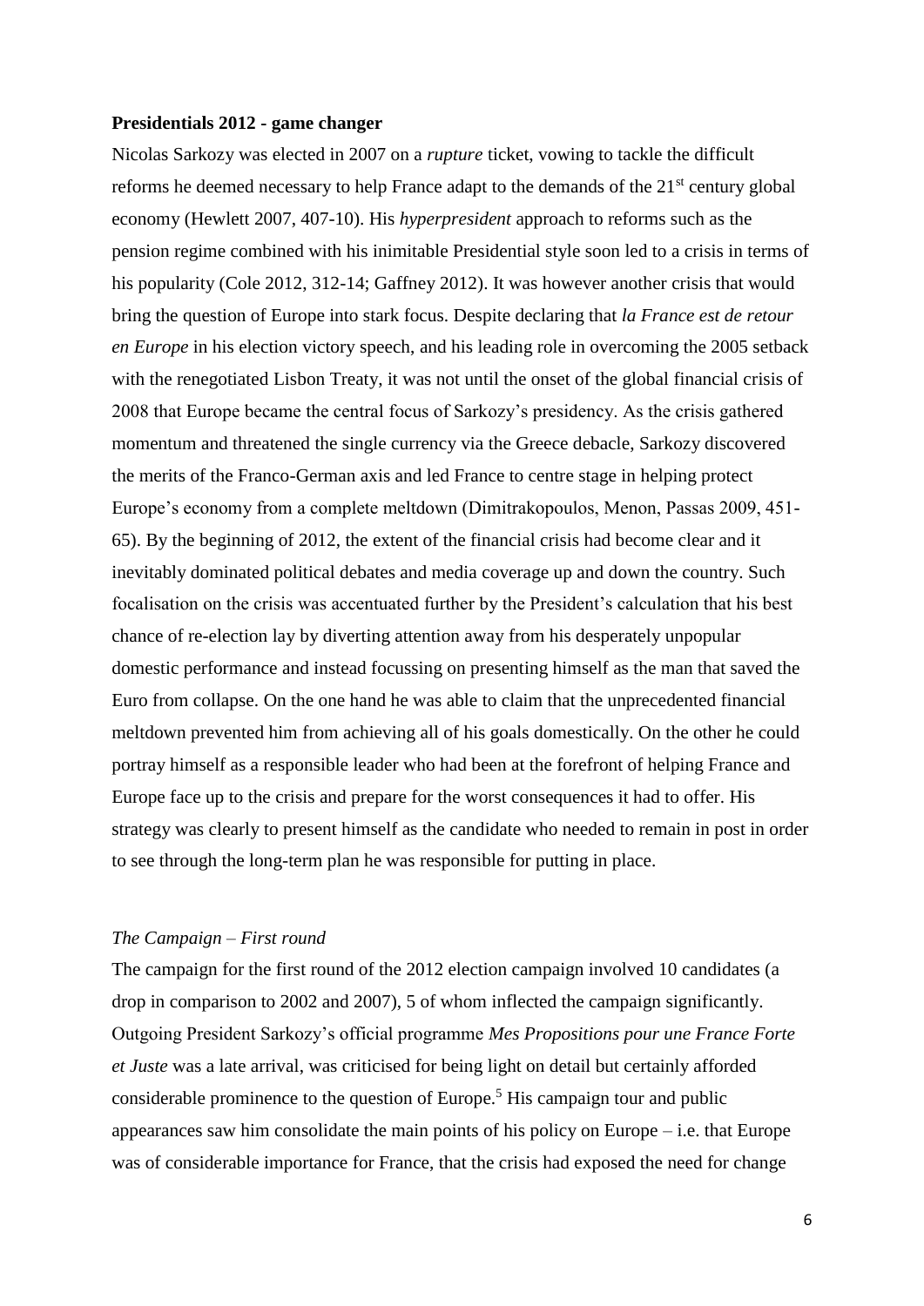**Presidentials 2012 - game changer**

Nicolas Sarkozy was elected in 2007 on a *rupture* ticket, vowing to tackle the difficult reforms he deemed necessary to help France adapt to the demands of the 21st century global economy (Hewlett 2007, 407-10). His *hyperpresident* approach to reforms such as the pension regime combined with his inimitable Presidential style soon led to a crisis in terms of his popularity (Cole 2012, 312-14; Gaffney 2012). It was however another crisis that would bring the question of Europe into stark focus. Despite declaring that *la France est de retour en Europe* in his election victory speech, and his leading role in overcoming the 2005 setback with the renegotiated Lisbon Treaty, it was not until the onset of the global financial crisis of 2008 that Europe became the central focus of Sarkozy's presidency. As the crisis gathered momentum and threatened the single currency via the Greece debacle, Sarkozy discovered the merits of the Franco-German axis and led France to centre stage in helping protect Europe's economy from a complete meltdown (Dimitrakopoulos, Menon, Passas 2009, 451-65). By the beginning of 2012, the extent of the financial crisis had become clear and it inevitably dominated political debates and media coverage up and down the country. Such focalisation on the crisis was accentuated further by the President's calculation that his best chance of re-election lay by diverting attention away from his desperately unpopular domestic performance and instead focussing on presenting himself as the man that saved the Euro from collapse. On the one hand he was able to claim that the unprecedented financial meltdown prevented him from achieving all of his goals domestically. On the other he could portray himself as a responsible leader who had been at the forefront of helping France and Europe face up to the crisis and prepare for the worst consequences it had to offer. His strategy was clearly to present himself as the candidate who needed to remain in post in order to see through the long-term plan he was responsible for putting in place.

*The Campaign – First round*

The campaign for the first round of the 2012 election campaign involved 10 candidates (a drop in comparison to 2002 and 2007), 5 of whom inflected the campaign significantly. Outgoing President Sarkozy's official programme *Mes Propositions pour une France Forte et Juste* was a late arrival, was criticised for being light on detail but certainly afforded considerable prominence to the question of Europe.[5] His campaign tour and public appearances saw him consolidate the main points of his policy on Europe – i.e. that Europe was of considerable importance for France, that the crisis had exposed the need for change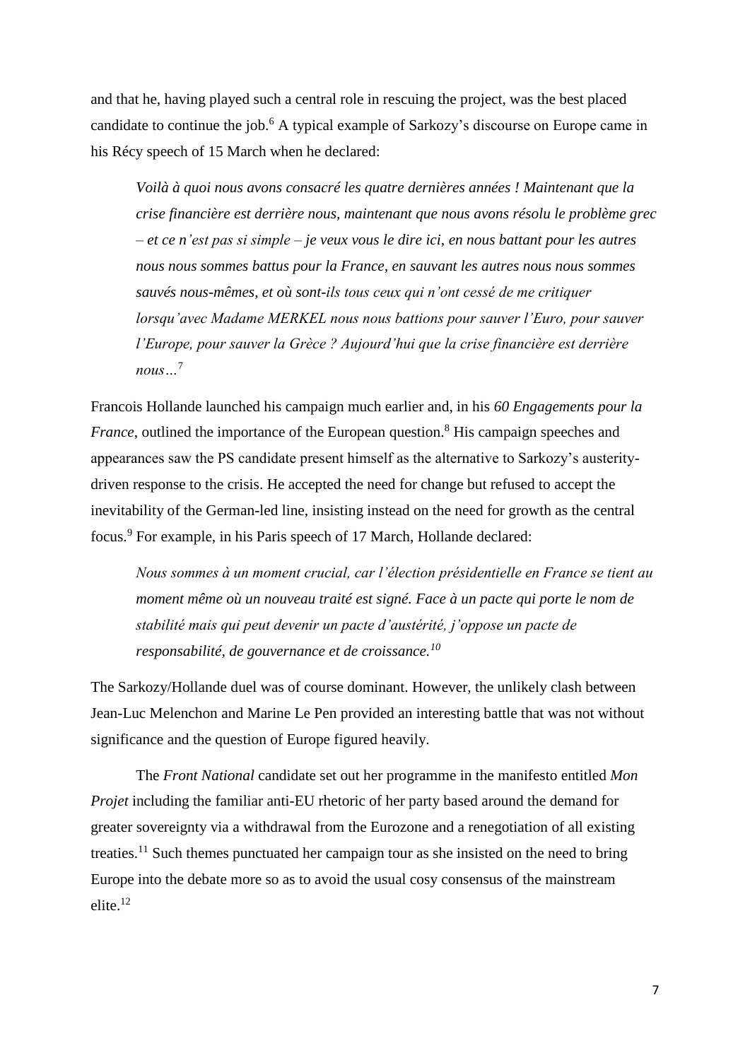and that he, having played such a central role in rescuing the project, was the best placed candidate to continue the job.[6] A typical example of Sarkozy's discourse on Europe came in his Récy speech of 15 March when he declared:

> *Voilà à quoi nous avons consacré les quatre dernières années ! Maintenant que la crise financière est derrière nous, maintenant que nous avons résolu le problème grec – et ce n'est pas si simple – je veux vous le dire ici, en nous battant pour les autres nous nous sommes battus pour la France, en sauvant les autres nous nous sommes sauvés nous-mêmes, et où sont-ils tous ceux qui n'ont cessé de me critiquer lorsqu'avec Madame MERKEL nous nous battions pour sauver l'Euro, pour sauver l'Europe, pour sauver la Grèce ? Aujourd'hui que la crise financière est derrière nous…*[7]

Francois Hollande launched his campaign much earlier and, in his *60 Engagements pour la France*, outlined the importance of the European question.[8] His campaign speeches and appearances saw the PS candidate present himself as the alternative to Sarkozy's austerity-driven response to the crisis. He accepted the need for change but refused to accept the inevitability of the German-led line, insisting instead on the need for growth as the central focus.[9] For example, in his Paris speech of 17 March, Hollande declared:

> *Nous sommes à un moment crucial, car l'élection présidentielle en France se tient au moment même où un nouveau traité est signé. Face à un pacte qui porte le nom de stabilité mais qui peut devenir un pacte d'austérité, j'oppose un pacte de responsabilité, de gouvernance et de croissance.*[10]

The Sarkozy/Hollande duel was of course dominant. However, the unlikely clash between Jean-Luc Melenchon and Marine Le Pen provided an interesting battle that was not without significance and the question of Europe figured heavily.

The *Front National* candidate set out her programme in the manifesto entitled *Mon Projet* including the familiar anti-EU rhetoric of her party based around the demand for greater sovereignty via a withdrawal from the Eurozone and a renegotiation of all existing treaties.[11] Such themes punctuated her campaign tour as she insisted on the need to bring Europe into the debate more so as to avoid the usual cosy consensus of the mainstream elite.[12]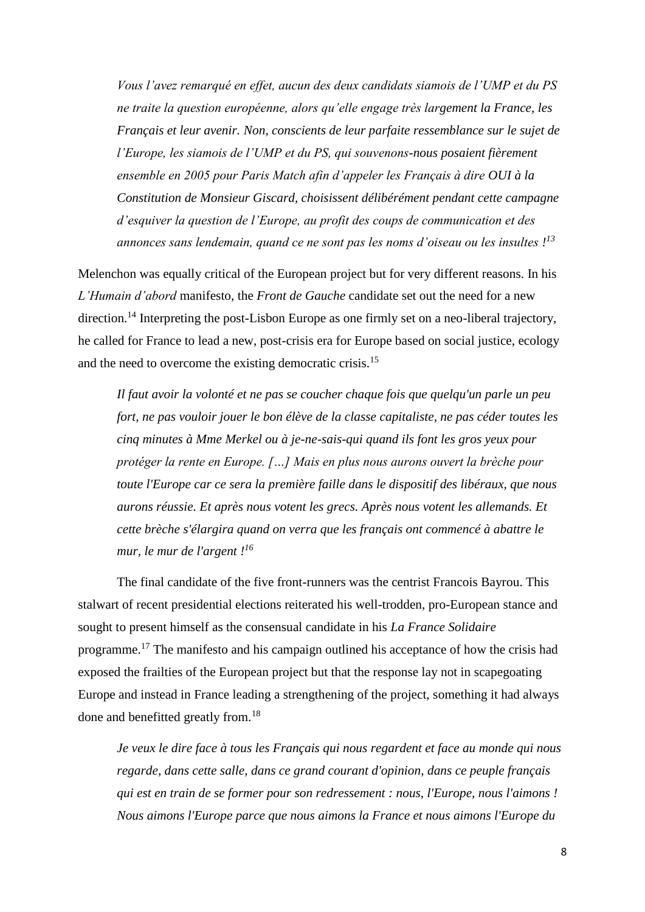*Vous l'avez remarqué en effet, aucun des deux candidats siamois de l'UMP et du PS ne traite la question européenne, alors qu'elle engage très largement la France, les Français et leur avenir. Non, conscients de leur parfaite ressemblance sur le sujet de l'Europe, les siamois de l'UMP et du PS, qui souvenons-nous posaient fièrement ensemble en 2005 pour Paris Match afin d'appeler les Français à dire OUI à la Constitution de Monsieur Giscard, choisissent délibérément pendant cette campagne d'esquiver la question de l'Europe, au profit des coups de communication et des annonces sans lendemain, quand ce ne sont pas les noms d'oiseau ou les insultes !*[13]

Melenchon was equally critical of the European project but for very different reasons. In his *L'Humain d'abord* manifesto, the *Front de Gauche* candidate set out the need for a new direction.[14] Interpreting the post-Lisbon Europe as one firmly set on a neo-liberal trajectory, he called for France to lead a new, post-crisis era for Europe based on social justice, ecology and the need to overcome the existing democratic crisis.[15]

*Il faut avoir la volonté et ne pas se coucher chaque fois que quelqu'un parle un peu fort, ne pas vouloir jouer le bon élève de la classe capitaliste, ne pas céder toutes les cinq minutes à Mme Merkel ou à je-ne-sais-qui quand ils font les gros yeux pour protéger la rente en Europe. […] Mais en plus nous aurons ouvert la brèche pour toute l'Europe car ce sera la première faille dans le dispositif des libéraux, que nous aurons réussie. Et après nous votent les grecs. Après nous votent les allemands. Et cette brèche s'élargira quand on verra que les français ont commencé à abattre le mur, le mur de l'argent !*[16]

The final candidate of the five front-runners was the centrist Francois Bayrou. This stalwart of recent presidential elections reiterated his well-trodden, pro-European stance and sought to present himself as the consensual candidate in his *La France Solidaire* programme.[17] The manifesto and his campaign outlined his acceptance of how the crisis had exposed the frailties of the European project but that the response lay not in scapegoating Europe and instead in France leading a strengthening of the project, something it had always done and benefitted greatly from.[18]

*Je veux le dire face à tous les Français qui nous regardent et face au monde qui nous regarde, dans cette salle, dans ce grand courant d'opinion, dans ce peuple français qui est en train de se former pour son redressement : nous, l'Europe, nous l'aimons ! Nous aimons l'Europe parce que nous aimons la France et nous aimons l'Europe du*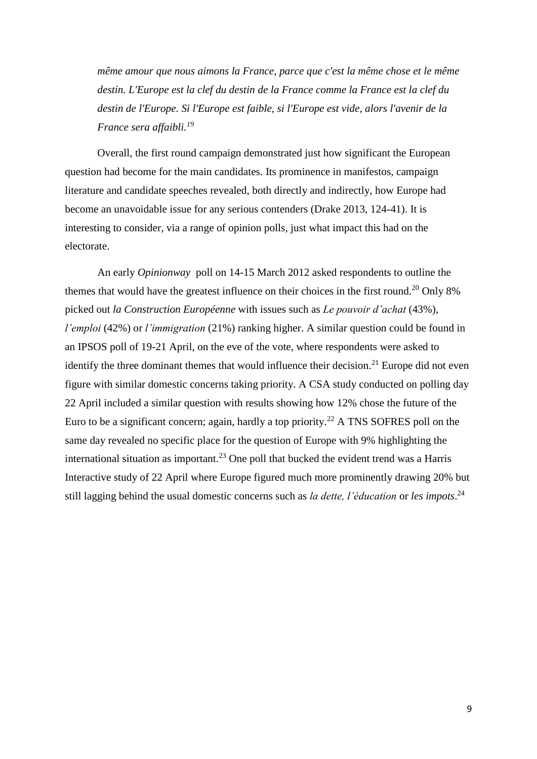*même amour que nous aimons la France, parce que c'est la même chose et le même destin. L'Europe est la clef du destin de la France comme la France est la clef du destin de l'Europe. Si l'Europe est faible, si l'Europe est vide, alors l'avenir de la France sera affaibli.*[19]

Overall, the first round campaign demonstrated just how significant the European question had become for the main candidates. Its prominence in manifestos, campaign literature and candidate speeches revealed, both directly and indirectly, how Europe had become an unavoidable issue for any serious contenders (Drake 2013, 124-41). It is interesting to consider, via a range of opinion polls, just what impact this had on the electorate.

An early *Opinionway* poll on 14-15 March 2012 asked respondents to outline the themes that would have the greatest influence on their choices in the first round.[20] Only 8% picked out *la Construction Européenne* with issues such as *Le pouvoir d'achat* (43%), *l'emploi* (42%) or *l'immigration* (21%) ranking higher. A similar question could be found in an IPSOS poll of 19-21 April, on the eve of the vote, where respondents were asked to identify the three dominant themes that would influence their decision.[21] Europe did not even figure with similar domestic concerns taking priority. A CSA study conducted on polling day 22 April included a similar question with results showing how 12% chose the future of the Euro to be a significant concern; again, hardly a top priority.[22] A TNS SOFRES poll on the same day revealed no specific place for the question of Europe with 9% highlighting the international situation as important.[23] One poll that bucked the evident trend was a Harris Interactive study of 22 April where Europe figured much more prominently drawing 20% but still lagging behind the usual domestic concerns such as *la dette, l'éducation* or *les impots*.[24]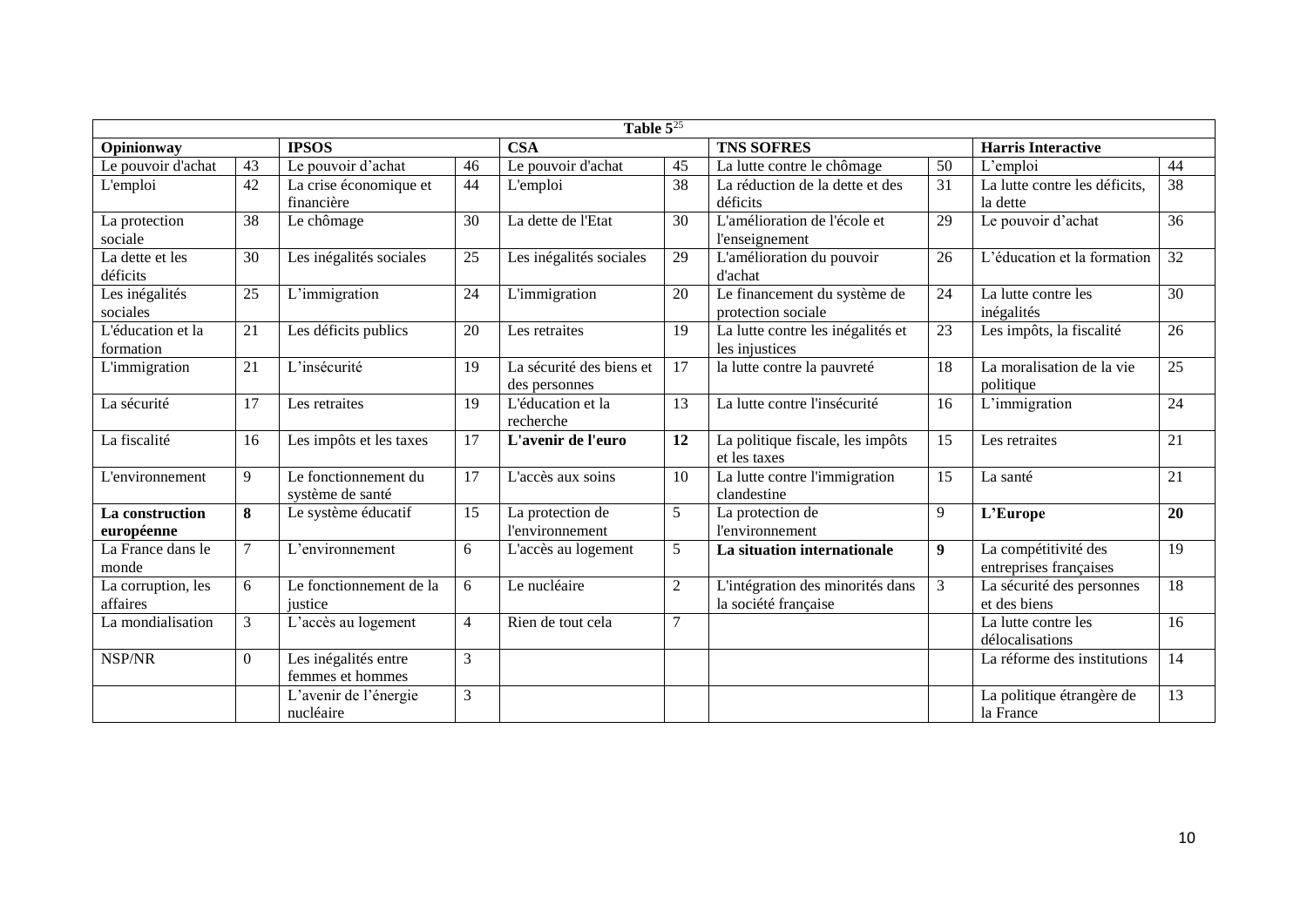| Table 5[25] | | | | | | | | | |
|---|---|---|---|---|---|---|---|---|---|
| **Opinionway** | | **IPSOS** | | **CSA** | | **TNS SOFRES** | | **Harris Interactive** | |
| Le pouvoir d'achat | 43 | Le pouvoir d'achat | 46 | Le pouvoir d'achat | 45 | La lutte contre le chômage | 50 | L'emploi | 44 |
| L'emploi | 42 | La crise économique et financière | 44 | L'emploi | 38 | La réduction de la dette et des déficits | 31 | La lutte contre les déficits, la dette | 38 |
| La protection sociale | 38 | Le chômage | 30 | La dette de l'Etat | 30 | L'amélioration de l'école et l'enseignement | 29 | Le pouvoir d'achat | 36 |
| La dette et les déficits | 30 | Les inégalités sociales | 25 | Les inégalités sociales | 29 | L'amélioration du pouvoir d'achat | 26 | L'éducation et la formation | 32 |
| Les inégalités sociales | 25 | L'immigration | 24 | L'immigration | 20 | Le financement du système de protection sociale | 24 | La lutte contre les inégalités | 30 |
| L'éducation et la formation | 21 | Les déficits publics | 20 | Les retraites | 19 | La lutte contre les inégalités et les injustices | 23 | Les impôts, la fiscalité | 26 |
| L'immigration | 21 | L'insécurité | 19 | La sécurité des biens et des personnes | 17 | la lutte contre la pauvreté | 18 | La moralisation de la vie politique | 25 |
| La sécurité | 17 | Les retraites | 19 | L'éducation et la recherche | 13 | La lutte contre l'insécurité | 16 | L'immigration | 24 |
| La fiscalité | 16 | Les impôts et les taxes | 17 | **L'avenir de l'euro** | **12** | La politique fiscale, les impôts et les taxes | 15 | Les retraites | 21 |
| L'environnement | 9 | Le fonctionnement du système de santé | 17 | L'accès aux soins | 10 | La lutte contre l'immigration clandestine | 15 | La santé | 21 |
| **La construction européenne** | **8** | Le système éducatif | 15 | La protection de l'environnement | 5 | La protection de l'environnement | 9 | **L'Europe** | **20** |
| La France dans le monde | 7 | L'environnement | 6 | L'accès au logement | 5 | **La situation internationale** | **9** | La compétitivité des entreprises françaises | 19 |
| La corruption, les affaires | 6 | Le fonctionnement de la justice | 6 | Le nucléaire | 2 | L'intégration des minorités dans la société française | 3 | La sécurité des personnes et des biens | 18 |
| La mondialisation | 3 | L'accès au logement | 4 | Rien de tout cela | 7 | | | La lutte contre les délocalisations | 16 |
| NSP/NR | 0 | Les inégalités entre femmes et hommes | 3 | | | | | La réforme des institutions | 14 |
| | | L'avenir de l'énergie nucléaire | 3 | | | | | La politique étrangère de la France | 13 |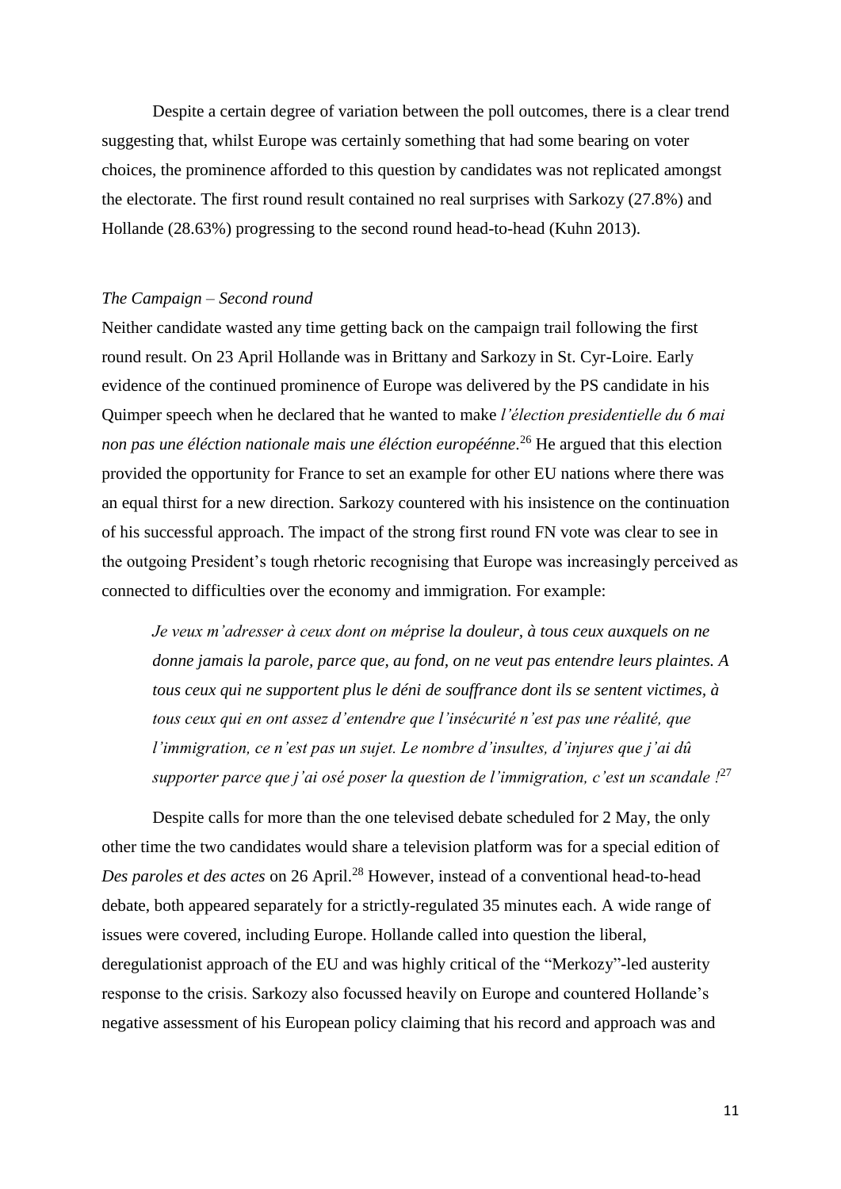Despite a certain degree of variation between the poll outcomes, there is a clear trend suggesting that, whilst Europe was certainly something that had some bearing on voter choices, the prominence afforded to this question by candidates was not replicated amongst the electorate. The first round result contained no real surprises with Sarkozy (27.8%) and Hollande (28.63%) progressing to the second round head-to-head (Kuhn 2013).

*The Campaign – Second round*

Neither candidate wasted any time getting back on the campaign trail following the first round result. On 23 April Hollande was in Brittany and Sarkozy in St. Cyr-Loire. Early evidence of the continued prominence of Europe was delivered by the PS candidate in his Quimper speech when he declared that he wanted to make *l'élection presidentielle du 6 mai non pas une éléction nationale mais une éléction européénne*.[26] He argued that this election provided the opportunity for France to set an example for other EU nations where there was an equal thirst for a new direction. Sarkozy countered with his insistence on the continuation of his successful approach. The impact of the strong first round FN vote was clear to see in the outgoing President's tough rhetoric recognising that Europe was increasingly perceived as connected to difficulties over the economy and immigration. For example:

> *Je veux m'adresser à ceux dont on méprise la douleur, à tous ceux auxquels on ne donne jamais la parole, parce que, au fond, on ne veut pas entendre leurs plaintes. A tous ceux qui ne supportent plus le déni de souffrance dont ils se sentent victimes, à tous ceux qui en ont assez d'entendre que l'insécurité n'est pas une réalité, que l'immigration, ce n'est pas un sujet. Le nombre d'insultes, d'injures que j'ai dû supporter parce que j'ai osé poser la question de l'immigration, c'est un scandale !*[27]

Despite calls for more than the one televised debate scheduled for 2 May, the only other time the two candidates would share a television platform was for a special edition of *Des paroles et des actes* on 26 April.[28] However, instead of a conventional head-to-head debate, both appeared separately for a strictly-regulated 35 minutes each. A wide range of issues were covered, including Europe. Hollande called into question the liberal, deregulationist approach of the EU and was highly critical of the "Merkozy"-led austerity response to the crisis. Sarkozy also focussed heavily on Europe and countered Hollande's negative assessment of his European policy claiming that his record and approach was and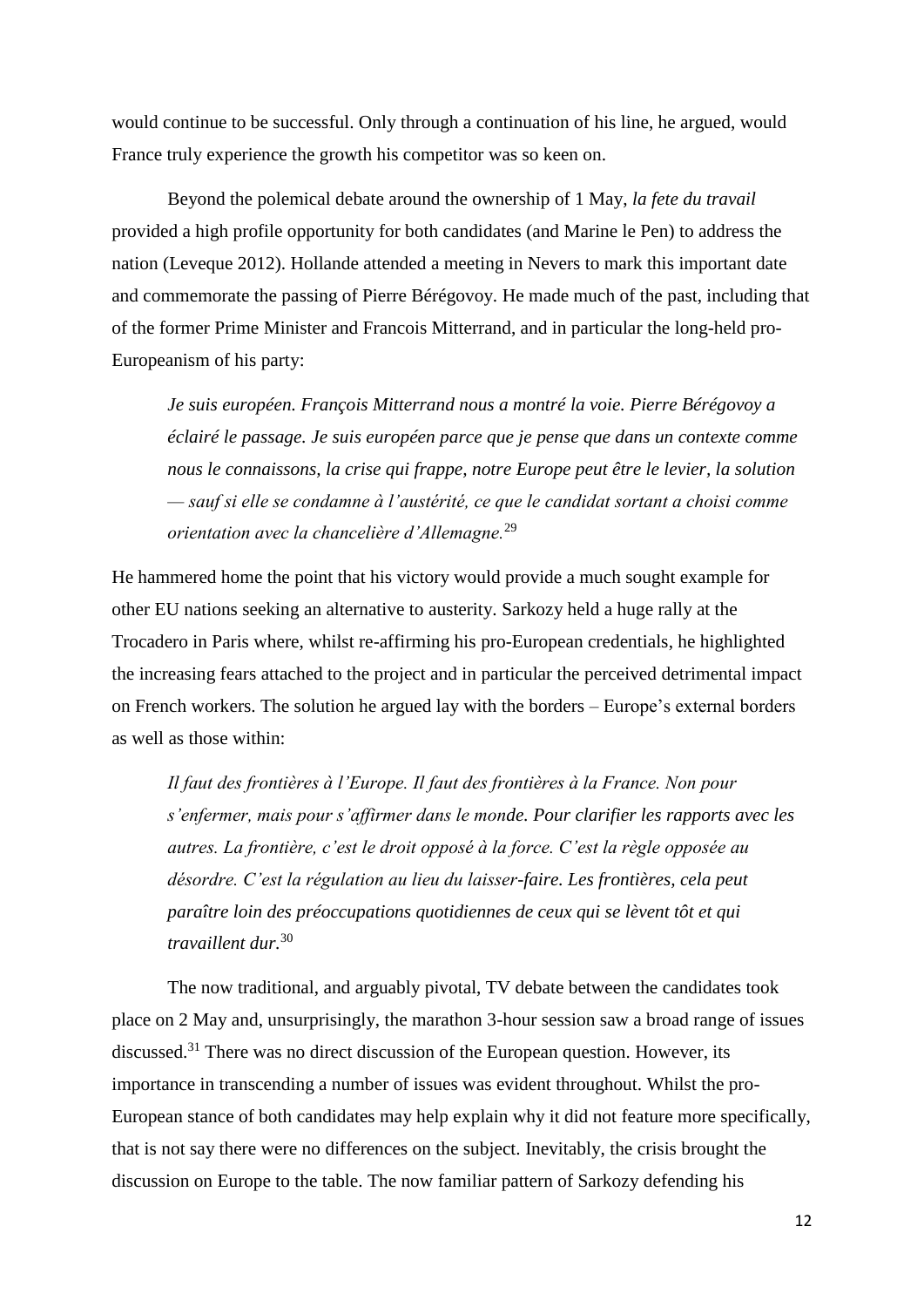would continue to be successful. Only through a continuation of his line, he argued, would France truly experience the growth his competitor was so keen on.

Beyond the polemical debate around the ownership of 1 May, *la fete du travail* provided a high profile opportunity for both candidates (and Marine le Pen) to address the nation (Leveque 2012). Hollande attended a meeting in Nevers to mark this important date and commemorate the passing of Pierre Bérégovoy. He made much of the past, including that of the former Prime Minister and Francois Mitterrand, and in particular the long-held pro-Europeanism of his party:

> *Je suis européen. François Mitterrand nous a montré la voie. Pierre Bérégovoy a éclairé le passage. Je suis européen parce que je pense que dans un contexte comme nous le connaissons, la crise qui frappe, notre Europe peut être le levier, la solution — sauf si elle se condamne à l'austérité, ce que le candidat sortant a choisi comme orientation avec la chancelière d'Allemagne.*[29]

He hammered home the point that his victory would provide a much sought example for other EU nations seeking an alternative to austerity. Sarkozy held a huge rally at the Trocadero in Paris where, whilst re-affirming his pro-European credentials, he highlighted the increasing fears attached to the project and in particular the perceived detrimental impact on French workers. The solution he argued lay with the borders – Europe's external borders as well as those within:

> *Il faut des frontières à l'Europe. Il faut des frontières à la France. Non pour s'enfermer, mais pour s'affirmer dans le monde. Pour clarifier les rapports avec les autres. La frontière, c'est le droit opposé à la force. C'est la règle opposée au désordre. C'est la régulation au lieu du laisser-faire. Les frontières, cela peut paraître loin des préoccupations quotidiennes de ceux qui se lèvent tôt et qui travaillent dur.*[30]

The now traditional, and arguably pivotal, TV debate between the candidates took place on 2 May and, unsurprisingly, the marathon 3-hour session saw a broad range of issues discussed.[31] There was no direct discussion of the European question. However, its importance in transcending a number of issues was evident throughout. Whilst the pro-European stance of both candidates may help explain why it did not feature more specifically, that is not say there were no differences on the subject. Inevitably, the crisis brought the discussion on Europe to the table. The now familiar pattern of Sarkozy defending his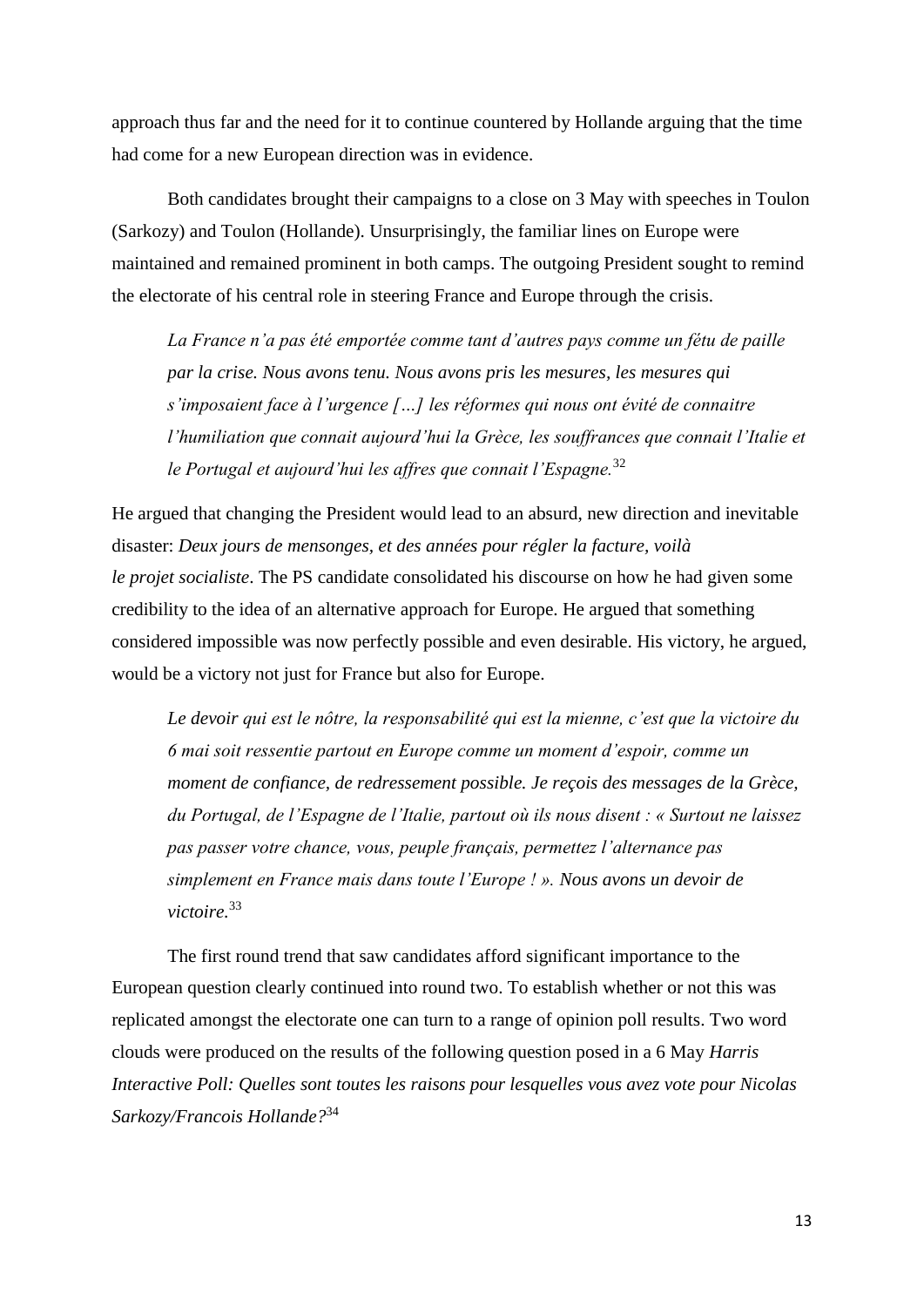approach thus far and the need for it to continue countered by Hollande arguing that the time had come for a new European direction was in evidence.

Both candidates brought their campaigns to a close on 3 May with speeches in Toulon (Sarkozy) and Toulon (Hollande). Unsurprisingly, the familiar lines on Europe were maintained and remained prominent in both camps. The outgoing President sought to remind the electorate of his central role in steering France and Europe through the crisis.

> *La France n'a pas été emportée comme tant d'autres pays comme un fétu de paille par la crise. Nous avons tenu. Nous avons pris les mesures, les mesures qui s'imposaient face à l'urgence […] les réformes qui nous ont évité de connaitre l'humiliation que connait aujourd'hui la Grèce, les souffrances que connait l'Italie et le Portugal et aujourd'hui les affres que connait l'Espagne.*[32]

He argued that changing the President would lead to an absurd, new direction and inevitable disaster: *Deux jours de mensonges, et des années pour régler la facture, voilà le projet socialiste*. The PS candidate consolidated his discourse on how he had given some credibility to the idea of an alternative approach for Europe. He argued that something considered impossible was now perfectly possible and even desirable. His victory, he argued, would be a victory not just for France but also for Europe.

> *Le devoir qui est le nôtre, la responsabilité qui est la mienne, c'est que la victoire du 6 mai soit ressentie partout en Europe comme un moment d'espoir, comme un moment de confiance, de redressement possible. Je reçois des messages de la Grèce, du Portugal, de l'Espagne de l'Italie, partout où ils nous disent : « Surtout ne laissez pas passer votre chance, vous, peuple français, permettez l'alternance pas simplement en France mais dans toute l'Europe ! ». Nous avons un devoir de victoire.*[33]

The first round trend that saw candidates afford significant importance to the European question clearly continued into round two. To establish whether or not this was replicated amongst the electorate one can turn to a range of opinion poll results. Two word clouds were produced on the results of the following question posed in a 6 May *Harris Interactive Poll: Quelles sont toutes les raisons pour lesquelles vous avez vote pour Nicolas Sarkozy/Francois Hollande?*[34]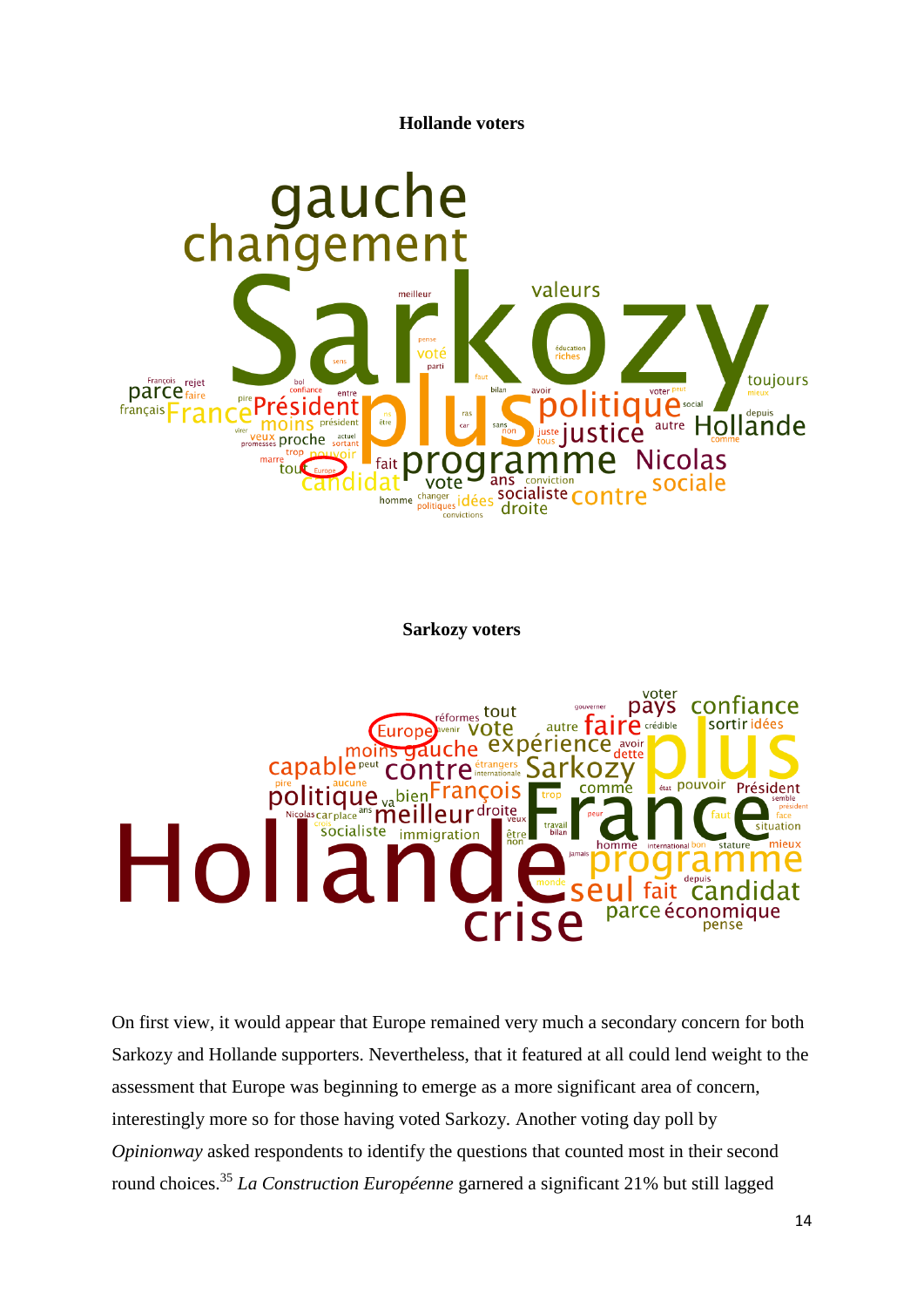**Hollande voters**

**Sarkozy voters**

On first view, it would appear that Europe remained very much a secondary concern for both Sarkozy and Hollande supporters. Nevertheless, that it featured at all could lend weight to the assessment that Europe was beginning to emerge as a more significant area of concern, interestingly more so for those having voted Sarkozy. Another voting day poll by *Opinionway* asked respondents to identify the questions that counted most in their second round choices.[35] *La Construction Européenne* garnered a significant 21% but still lagged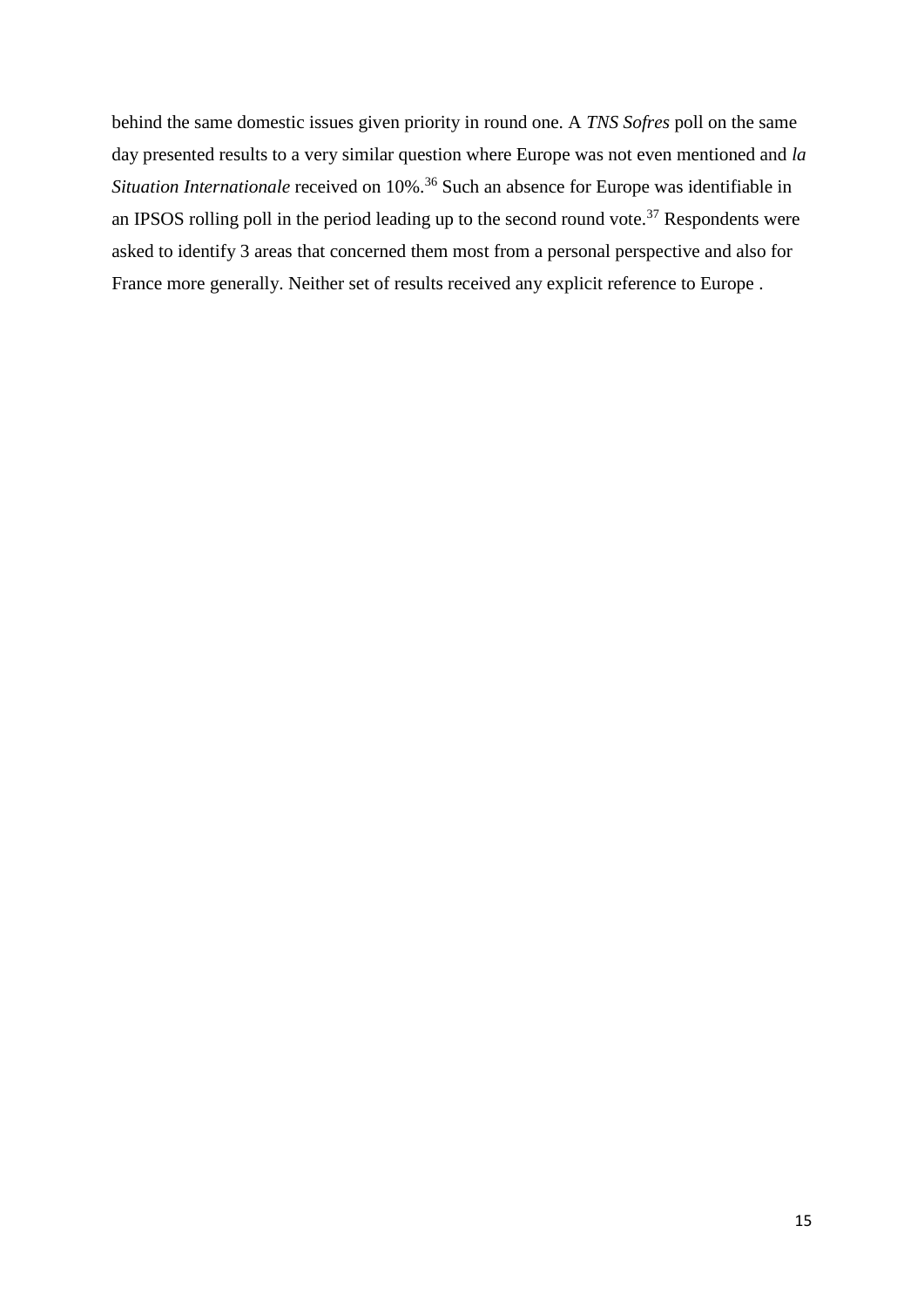behind the same domestic issues given priority in round one. A *TNS Sofres* poll on the same day presented results to a very similar question where Europe was not even mentioned and *la Situation Internationale* received on 10%.[36] Such an absence for Europe was identifiable in an IPSOS rolling poll in the period leading up to the second round vote.[37] Respondents were asked to identify 3 areas that concerned them most from a personal perspective and also for France more generally. Neither set of results received any explicit reference to Europe .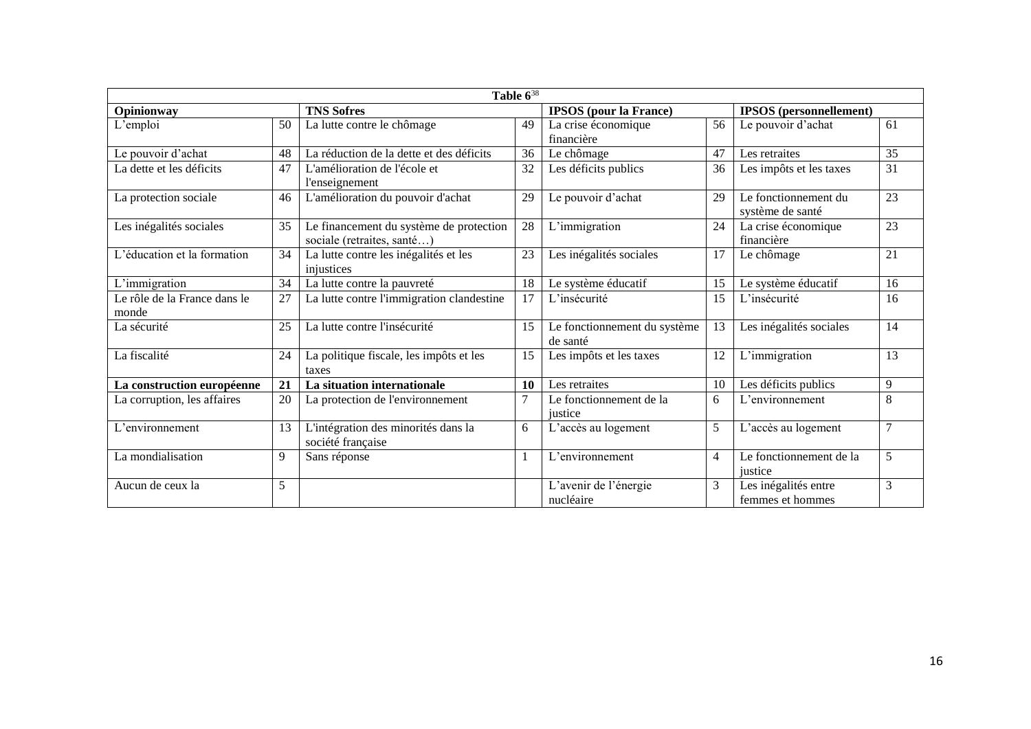| Table 6[38] | | | | | | | |
|---|---|---|---|---|---|---|---|
| **Opinionway** | | **TNS Sofres** | | **IPSOS (pour la France)** | | **IPSOS (personnellement)** | |
| L'emploi | 50 | La lutte contre le chômage | 49 | La crise économique financière | 56 | Le pouvoir d'achat | 61 |
| Le pouvoir d'achat | 48 | La réduction de la dette et des déficits | 36 | Le chômage | 47 | Les retraites | 35 |
| La dette et les déficits | 47 | L'amélioration de l'école et l'enseignement | 32 | Les déficits publics | 36 | Les impôts et les taxes | 31 |
| La protection sociale | 46 | L'amélioration du pouvoir d'achat | 29 | Le pouvoir d'achat | 29 | Le fonctionnement du système de santé | 23 |
| Les inégalités sociales | 35 | Le financement du système de protection sociale (retraites, santé…) | 28 | L'immigration | 24 | La crise économique financière | 23 |
| L'éducation et la formation | 34 | La lutte contre les inégalités et les injustices | 23 | Les inégalités sociales | 17 | Le chômage | 21 |
| L'immigration | 34 | La lutte contre la pauvreté | 18 | Le système éducatif | 15 | Le système éducatif | 16 |
| Le rôle de la France dans le monde | 27 | La lutte contre l'immigration clandestine | 17 | L'insécurité | 15 | L'insécurité | 16 |
| La sécurité | 25 | La lutte contre l'insécurité | 15 | Le fonctionnement du système de santé | 13 | Les inégalités sociales | 14 |
| La fiscalité | 24 | La politique fiscale, les impôts et les taxes | 15 | Les impôts et les taxes | 12 | L'immigration | 13 |
| **La construction européenne** | **21** | **La situation internationale** | **10** | Les retraites | 10 | Les déficits publics | 9 |
| La corruption, les affaires | 20 | La protection de l'environnement | 7 | Le fonctionnement de la justice | 6 | L'environnement | 8 |
| L'environnement | 13 | L'intégration des minorités dans la société française | 6 | L'accès au logement | 5 | L'accès au logement | 7 |
| La mondialisation | 9 | Sans réponse | 1 | L'environnement | 4 | Le fonctionnement de la justice | 5 |
| Aucun de ceux la | 5 | | | L'avenir de l'énergie nucléaire | 3 | Les inégalités entre femmes et hommes | 3 |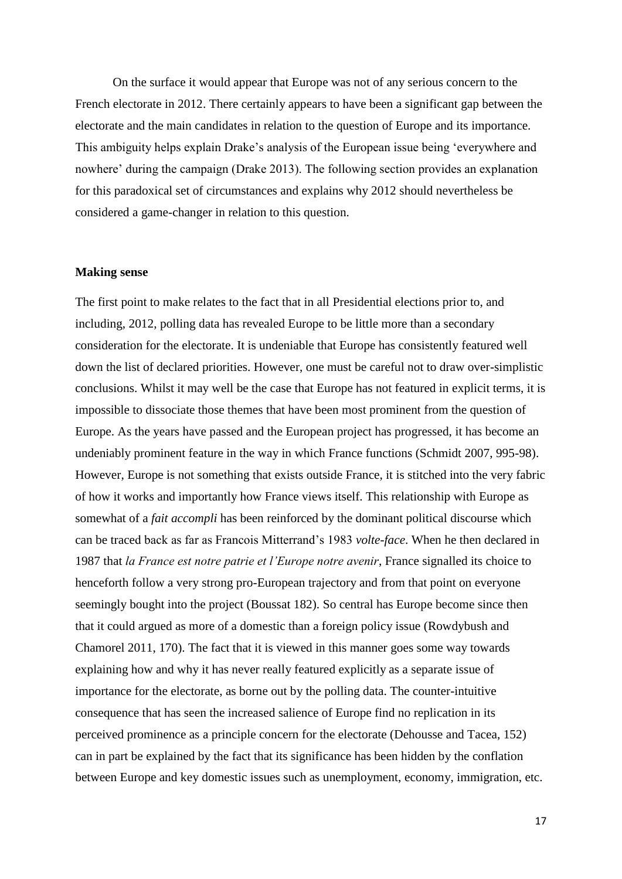On the surface it would appear that Europe was not of any serious concern to the French electorate in 2012. There certainly appears to have been a significant gap between the electorate and the main candidates in relation to the question of Europe and its importance. This ambiguity helps explain Drake's analysis of the European issue being 'everywhere and nowhere' during the campaign (Drake 2013). The following section provides an explanation for this paradoxical set of circumstances and explains why 2012 should nevertheless be considered a game-changer in relation to this question.

**Making sense**

The first point to make relates to the fact that in all Presidential elections prior to, and including, 2012, polling data has revealed Europe to be little more than a secondary consideration for the electorate. It is undeniable that Europe has consistently featured well down the list of declared priorities. However, one must be careful not to draw over-simplistic conclusions. Whilst it may well be the case that Europe has not featured in explicit terms, it is impossible to dissociate those themes that have been most prominent from the question of Europe. As the years have passed and the European project has progressed, it has become an undeniably prominent feature in the way in which France functions (Schmidt 2007, 995-98). However, Europe is not something that exists outside France, it is stitched into the very fabric of how it works and importantly how France views itself. This relationship with Europe as somewhat of a *fait accompli* has been reinforced by the dominant political discourse which can be traced back as far as Francois Mitterrand's 1983 *volte-face*. When he then declared in 1987 that *la France est notre patrie et l'Europe notre avenir*, France signalled its choice to henceforth follow a very strong pro-European trajectory and from that point on everyone seemingly bought into the project (Boussat 182). So central has Europe become since then that it could argued as more of a domestic than a foreign policy issue (Rowdybush and Chamorel 2011, 170). The fact that it is viewed in this manner goes some way towards explaining how and why it has never really featured explicitly as a separate issue of importance for the electorate, as borne out by the polling data. The counter-intuitive consequence that has seen the increased salience of Europe find no replication in its perceived prominence as a principle concern for the electorate (Dehousse and Tacea, 152) can in part be explained by the fact that its significance has been hidden by the conflation between Europe and key domestic issues such as unemployment, economy, immigration, etc.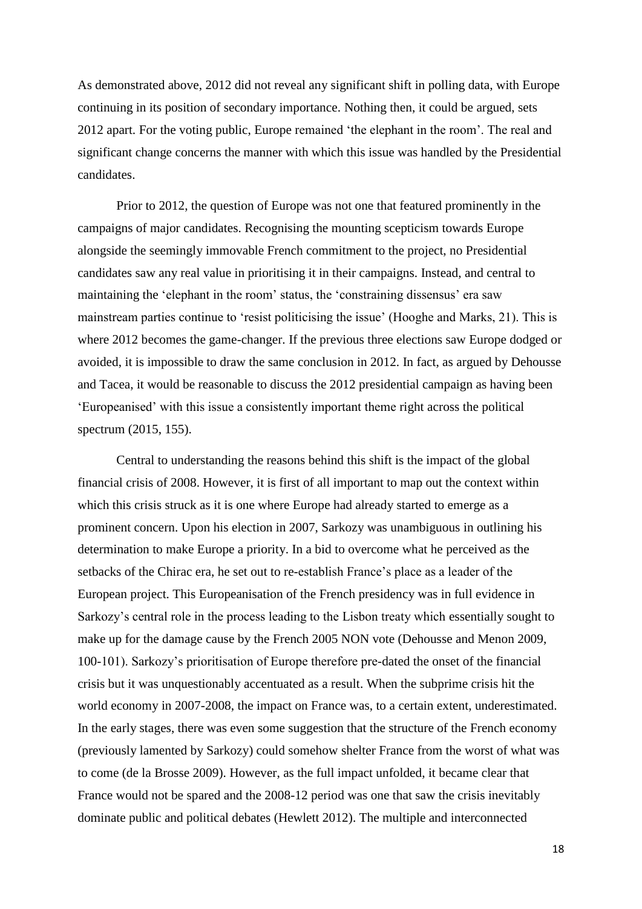As demonstrated above, 2012 did not reveal any significant shift in polling data, with Europe continuing in its position of secondary importance. Nothing then, it could be argued, sets 2012 apart. For the voting public, Europe remained 'the elephant in the room'. The real and significant change concerns the manner with which this issue was handled by the Presidential candidates.

Prior to 2012, the question of Europe was not one that featured prominently in the campaigns of major candidates. Recognising the mounting scepticism towards Europe alongside the seemingly immovable French commitment to the project, no Presidential candidates saw any real value in prioritising it in their campaigns. Instead, and central to maintaining the 'elephant in the room' status, the 'constraining dissensus' era saw mainstream parties continue to 'resist politicising the issue' (Hooghe and Marks, 21). This is where 2012 becomes the game-changer. If the previous three elections saw Europe dodged or avoided, it is impossible to draw the same conclusion in 2012. In fact, as argued by Dehousse and Tacea, it would be reasonable to discuss the 2012 presidential campaign as having been 'Europeanised' with this issue a consistently important theme right across the political spectrum (2015, 155).

Central to understanding the reasons behind this shift is the impact of the global financial crisis of 2008. However, it is first of all important to map out the context within which this crisis struck as it is one where Europe had already started to emerge as a prominent concern. Upon his election in 2007, Sarkozy was unambiguous in outlining his determination to make Europe a priority. In a bid to overcome what he perceived as the setbacks of the Chirac era, he set out to re-establish France's place as a leader of the European project. This Europeanisation of the French presidency was in full evidence in Sarkozy's central role in the process leading to the Lisbon treaty which essentially sought to make up for the damage cause by the French 2005 NON vote (Dehousse and Menon 2009, 100-101). Sarkozy's prioritisation of Europe therefore pre-dated the onset of the financial crisis but it was unquestionably accentuated as a result. When the subprime crisis hit the world economy in 2007-2008, the impact on France was, to a certain extent, underestimated. In the early stages, there was even some suggestion that the structure of the French economy (previously lamented by Sarkozy) could somehow shelter France from the worst of what was to come (de la Brosse 2009). However, as the full impact unfolded, it became clear that France would not be spared and the 2008-12 period was one that saw the crisis inevitably dominate public and political debates (Hewlett 2012). The multiple and interconnected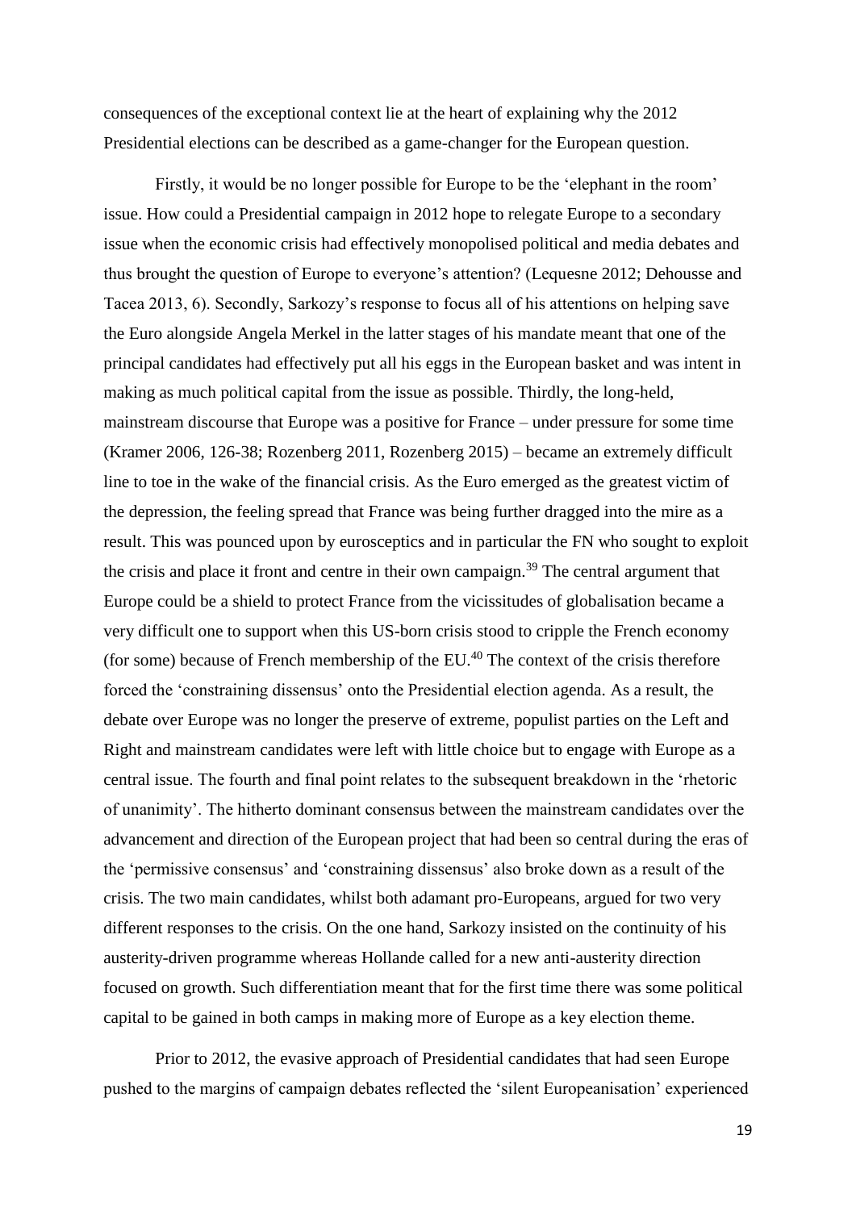consequences of the exceptional context lie at the heart of explaining why the 2012 Presidential elections can be described as a game-changer for the European question.

Firstly, it would be no longer possible for Europe to be the 'elephant in the room' issue. How could a Presidential campaign in 2012 hope to relegate Europe to a secondary issue when the economic crisis had effectively monopolised political and media debates and thus brought the question of Europe to everyone's attention? (Lequesne 2012; Dehousse and Tacea 2013, 6). Secondly, Sarkozy's response to focus all of his attentions on helping save the Euro alongside Angela Merkel in the latter stages of his mandate meant that one of the principal candidates had effectively put all his eggs in the European basket and was intent in making as much political capital from the issue as possible. Thirdly, the long-held, mainstream discourse that Europe was a positive for France – under pressure for some time (Kramer 2006, 126-38; Rozenberg 2011, Rozenberg 2015) – became an extremely difficult line to toe in the wake of the financial crisis. As the Euro emerged as the greatest victim of the depression, the feeling spread that France was being further dragged into the mire as a result. This was pounced upon by eurosceptics and in particular the FN who sought to exploit the crisis and place it front and centre in their own campaign.[39] The central argument that Europe could be a shield to protect France from the vicissitudes of globalisation became a very difficult one to support when this US-born crisis stood to cripple the French economy (for some) because of French membership of the EU.[40] The context of the crisis therefore forced the 'constraining dissensus' onto the Presidential election agenda. As a result, the debate over Europe was no longer the preserve of extreme, populist parties on the Left and Right and mainstream candidates were left with little choice but to engage with Europe as a central issue. The fourth and final point relates to the subsequent breakdown in the 'rhetoric of unanimity'. The hitherto dominant consensus between the mainstream candidates over the advancement and direction of the European project that had been so central during the eras of the 'permissive consensus' and 'constraining dissensus' also broke down as a result of the crisis. The two main candidates, whilst both adamant pro-Europeans, argued for two very different responses to the crisis. On the one hand, Sarkozy insisted on the continuity of his austerity-driven programme whereas Hollande called for a new anti-austerity direction focused on growth. Such differentiation meant that for the first time there was some political capital to be gained in both camps in making more of Europe as a key election theme.

Prior to 2012, the evasive approach of Presidential candidates that had seen Europe pushed to the margins of campaign debates reflected the 'silent Europeanisation' experienced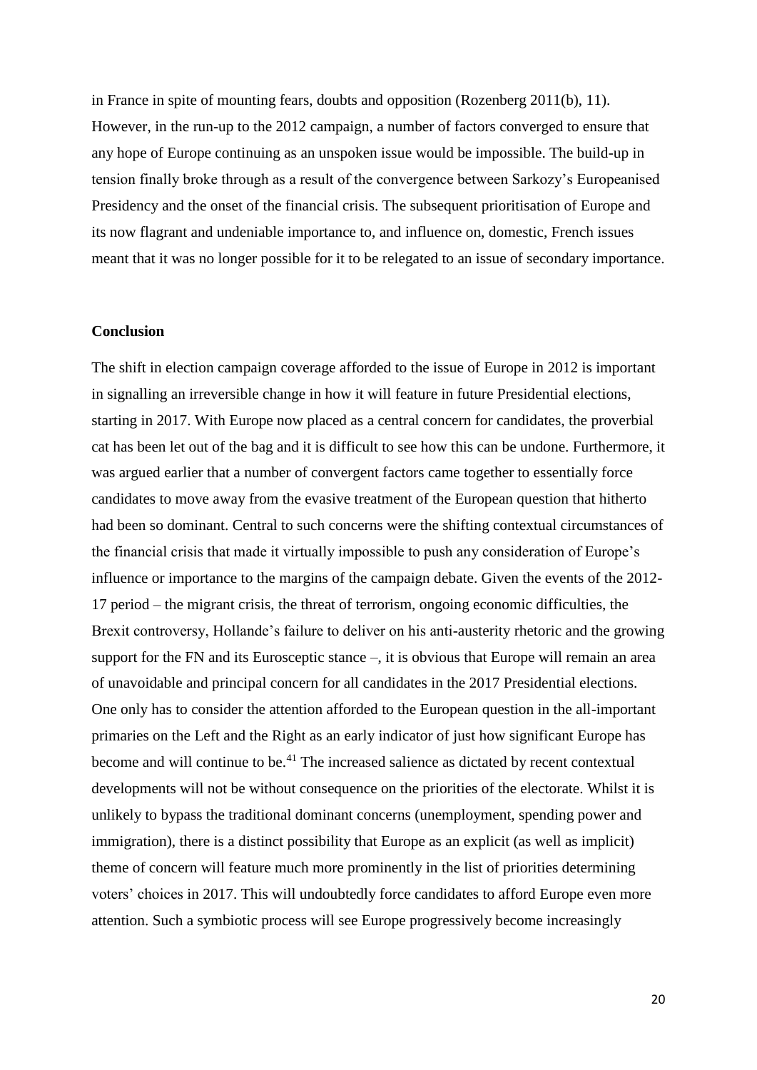in France in spite of mounting fears, doubts and opposition (Rozenberg 2011(b), 11). However, in the run-up to the 2012 campaign, a number of factors converged to ensure that any hope of Europe continuing as an unspoken issue would be impossible. The build-up in tension finally broke through as a result of the convergence between Sarkozy's Europeanised Presidency and the onset of the financial crisis. The subsequent prioritisation of Europe and its now flagrant and undeniable importance to, and influence on, domestic, French issues meant that it was no longer possible for it to be relegated to an issue of secondary importance.

**Conclusion**

The shift in election campaign coverage afforded to the issue of Europe in 2012 is important in signalling an irreversible change in how it will feature in future Presidential elections, starting in 2017. With Europe now placed as a central concern for candidates, the proverbial cat has been let out of the bag and it is difficult to see how this can be undone. Furthermore, it was argued earlier that a number of convergent factors came together to essentially force candidates to move away from the evasive treatment of the European question that hitherto had been so dominant. Central to such concerns were the shifting contextual circumstances of the financial crisis that made it virtually impossible to push any consideration of Europe's influence or importance to the margins of the campaign debate. Given the events of the 2012-17 period – the migrant crisis, the threat of terrorism, ongoing economic difficulties, the Brexit controversy, Hollande's failure to deliver on his anti-austerity rhetoric and the growing support for the FN and its Eurosceptic stance –, it is obvious that Europe will remain an area of unavoidable and principal concern for all candidates in the 2017 Presidential elections. One only has to consider the attention afforded to the European question in the all-important primaries on the Left and the Right as an early indicator of just how significant Europe has become and will continue to be.[41] The increased salience as dictated by recent contextual developments will not be without consequence on the priorities of the electorate. Whilst it is unlikely to bypass the traditional dominant concerns (unemployment, spending power and immigration), there is a distinct possibility that Europe as an explicit (as well as implicit) theme of concern will feature much more prominently in the list of priorities determining voters' choices in 2017. This will undoubtedly force candidates to afford Europe even more attention. Such a symbiotic process will see Europe progressively become increasingly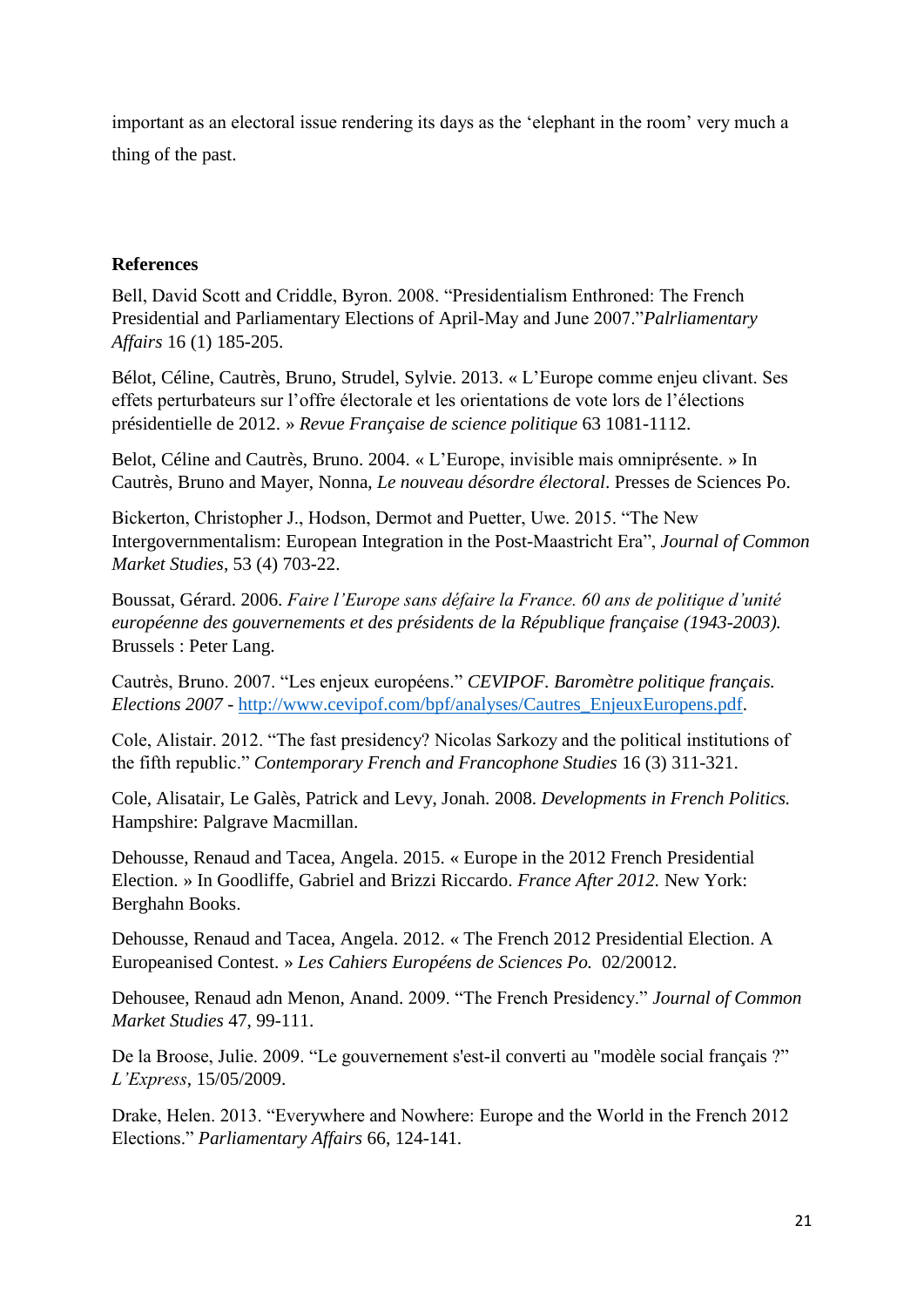important as an electoral issue rendering its days as the 'elephant in the room' very much a thing of the past.

## References

Bell, David Scott and Criddle, Byron. 2008. "Presidentialism Enthroned: The French Presidential and Parliamentary Elections of April-May and June 2007."*Palrliamentary Affairs* 16 (1) 185-205.

Bélot, Céline, Cautrès, Bruno, Strudel, Sylvie. 2013. « L'Europe comme enjeu clivant. Ses effets perturbateurs sur l'offre électorale et les orientations de vote lors de l'élections présidentielle de 2012. » *Revue Française de science politique* 63 1081-1112.

Belot, Céline and Cautrès, Bruno. 2004. « L'Europe, invisible mais omniprésente. » In Cautrès, Bruno and Mayer, Nonna, *Le nouveau désordre électoral*. Presses de Sciences Po.

Bickerton, Christopher J., Hodson, Dermot and Puetter, Uwe. 2015. "The New Intergovernmentalism: European Integration in the Post-Maastricht Era", *Journal of Common Market Studies*, 53 (4) 703-22.

Boussat, Gérard. 2006. *Faire l'Europe sans défaire la France. 60 ans de politique d'unité européenne des gouvernements et des présidents de la République française (1943-2003).* Brussels : Peter Lang.

Cautrès, Bruno. 2007. "Les enjeux européens." *CEVIPOF. Baromètre politique français. Elections 2007* - [http://www.cevipof.com/bpf/analyses/Cautres_EnjeuxEuropens.pdf](http://www.cevipof.com/bpf/analyses/Cautres_EnjeuxEuropens.pdf).

Cole, Alistair. 2012. "The fast presidency? Nicolas Sarkozy and the political institutions of the fifth republic." *Contemporary French and Francophone Studies* 16 (3) 311-321.

Cole, Alisatair, Le Galès, Patrick and Levy, Jonah. 2008. *Developments in French Politics.* Hampshire: Palgrave Macmillan.

Dehousse, Renaud and Tacea, Angela. 2015. « Europe in the 2012 French Presidential Election. » In Goodliffe, Gabriel and Brizzi Riccardo. *France After 2012.* New York: Berghahn Books.

Dehousse, Renaud and Tacea, Angela. 2012. « The French 2012 Presidential Election. A Europeanised Contest. » *Les Cahiers Européens de Sciences Po.* 02/20012.

Dehousee, Renaud adn Menon, Anand. 2009. "The French Presidency." *Journal of Common Market Studies* 47, 99-111.

De la Broose, Julie. 2009. "Le gouvernement s'est-il converti au "modèle social français ?" *L'Express*, 15/05/2009.

Drake, Helen. 2013. "Everywhere and Nowhere: Europe and the World in the French 2012 Elections." *Parliamentary Affairs* 66, 124-141.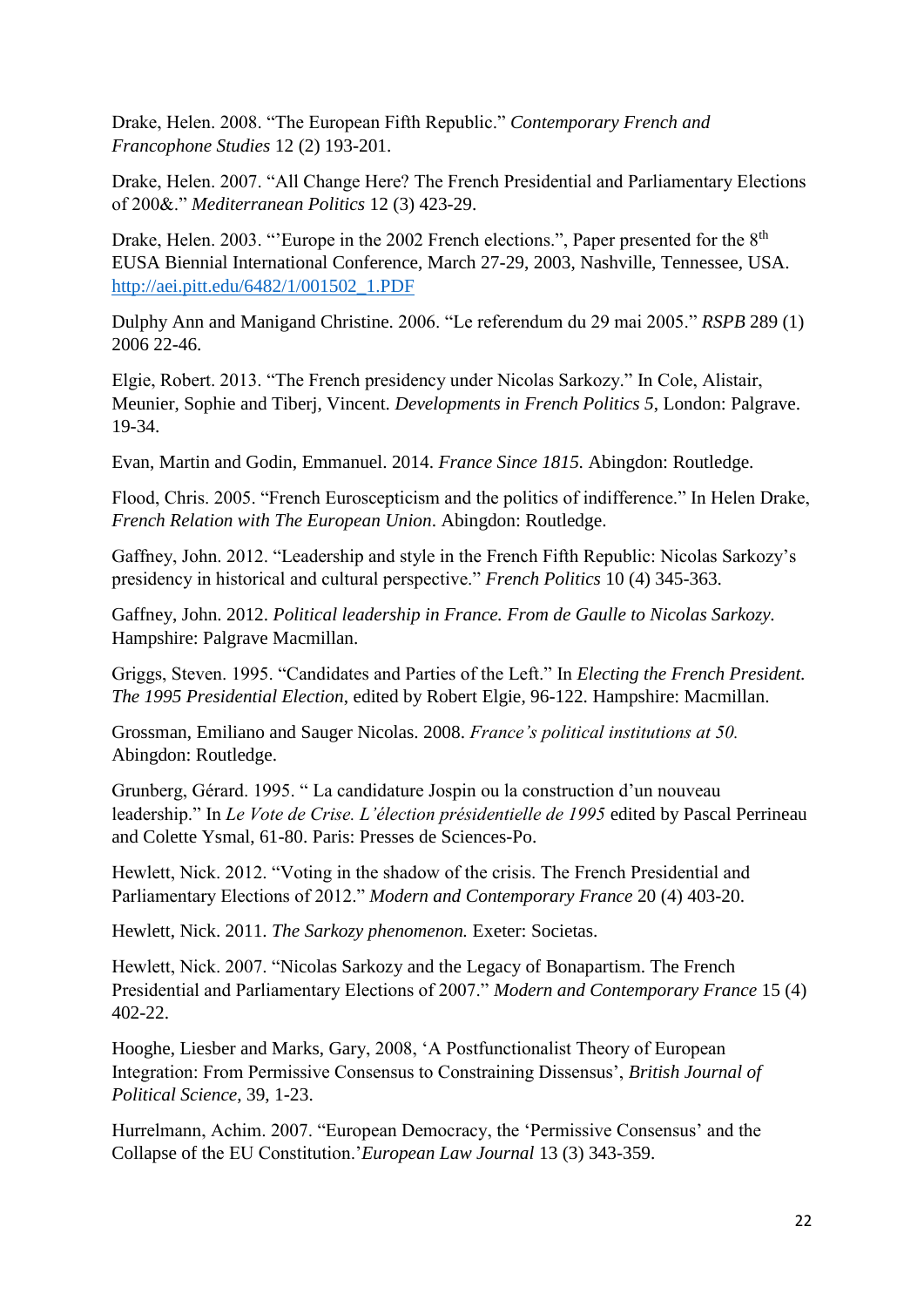Drake, Helen. 2008. “The European Fifth Republic.” *Contemporary French and Francophone Studies* 12 (2) 193-201.

Drake, Helen. 2007. “All Change Here? The French Presidential and Parliamentary Elections of 200&.” *Mediterranean Politics* 12 (3) 423-29.

Drake, Helen. 2003. “’Europe in the 2002 French elections.”, Paper presented for the 8th EUSA Biennial International Conference, March 27-29, 2003, Nashville, Tennessee, USA. http://aei.pitt.edu/6482/1/001502_1.PDF

Dulphy Ann and Manigand Christine. 2006. “Le referendum du 29 mai 2005.” *RSPB* 289 (1) 2006 22-46.

Elgie, Robert. 2013. “The French presidency under Nicolas Sarkozy.” In Cole, Alistair, Meunier, Sophie and Tiberj, Vincent. *Developments in French Politics 5*, London: Palgrave. 19-34.

Evan, Martin and Godin, Emmanuel. 2014. *France Since 1815.* Abingdon: Routledge.

Flood, Chris. 2005. “French Euroscepticism and the politics of indifference.” In Helen Drake, *French Relation with The European Union*. Abingdon: Routledge.

Gaffney, John. 2012. “Leadership and style in the French Fifth Republic: Nicolas Sarkozy’s presidency in historical and cultural perspective.” *French Politics* 10 (4) 345-363.

Gaffney, John. 2012. *Political leadership in France. From de Gaulle to Nicolas Sarkozy.* Hampshire: Palgrave Macmillan.

Griggs, Steven. 1995. “Candidates and Parties of the Left.” In *Electing the French President. The 1995 Presidential Election*, edited by Robert Elgie, 96-122. Hampshire: Macmillan.

Grossman, Emiliano and Sauger Nicolas. 2008. *France’s political institutions at 50.* Abingdon: Routledge.

Grunberg, Gérard. 1995. “ La candidature Jospin ou la construction d’un nouveau leadership.” In *Le Vote de Crise. L’élection présidentielle de 1995* edited by Pascal Perrineau and Colette Ysmal, 61-80. Paris: Presses de Sciences-Po.

Hewlett, Nick. 2012. “Voting in the shadow of the crisis. The French Presidential and Parliamentary Elections of 2012.” *Modern and Contemporary France* 20 (4) 403-20.

Hewlett, Nick. 2011. *The Sarkozy phenomenon.* Exeter: Societas.

Hewlett, Nick. 2007. “Nicolas Sarkozy and the Legacy of Bonapartism. The French Presidential and Parliamentary Elections of 2007.” *Modern and Contemporary France* 15 (4) 402-22.

Hooghe, Liesber and Marks, Gary, 2008, ‘A Postfunctionalist Theory of European Integration: From Permissive Consensus to Constraining Dissensus’, *British Journal of Political Science*, 39, 1-23.

Hurrelmann, Achim. 2007. “European Democracy, the ‘Permissive Consensus’ and the Collapse of the EU Constitution.’*European Law Journal* 13 (3) 343-359.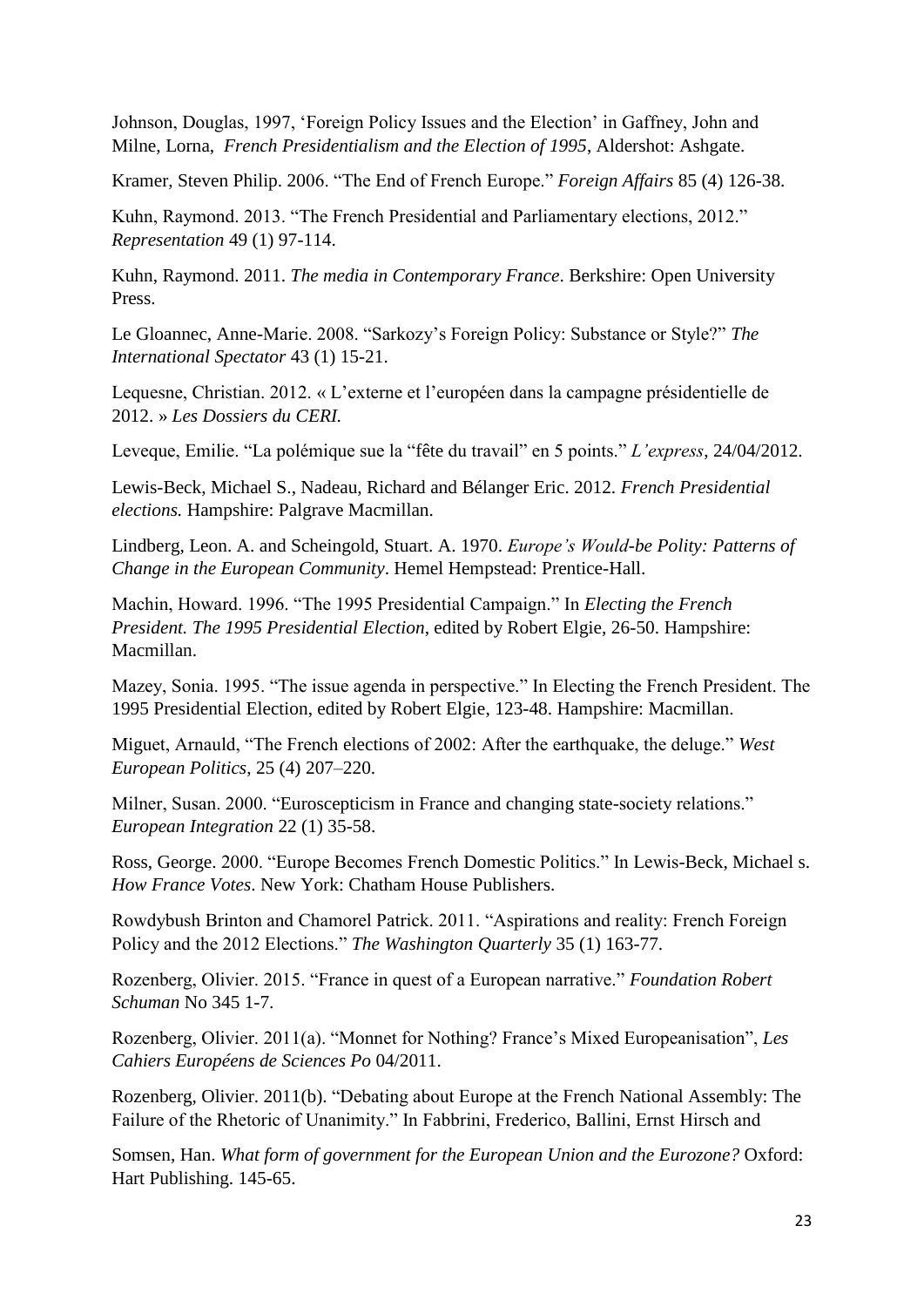Johnson, Douglas, 1997, 'Foreign Policy Issues and the Election' in Gaffney, John and Milne, Lorna, *French Presidentialism and the Election of 1995*, Aldershot: Ashgate.

Kramer, Steven Philip. 2006. "The End of French Europe." *Foreign Affairs* 85 (4) 126-38.

Kuhn, Raymond. 2013. "The French Presidential and Parliamentary elections, 2012." *Representation* 49 (1) 97-114.

Kuhn, Raymond. 2011. *The media in Contemporary France*. Berkshire: Open University Press.

Le Gloannec, Anne-Marie. 2008. "Sarkozy's Foreign Policy: Substance or Style?" *The International Spectator* 43 (1) 15-21.

Lequesne, Christian. 2012. « L'externe et l'européen dans la campagne présidentielle de 2012. » *Les Dossiers du CERI.*

Leveque, Emilie. "La polémique sue la "fête du travail" en 5 points." *L'express*, 24/04/2012.

Lewis-Beck, Michael S., Nadeau, Richard and Bélanger Eric. 2012. *French Presidential elections.* Hampshire: Palgrave Macmillan.

Lindberg, Leon. A. and Scheingold, Stuart. A. 1970. *Europe's Would-be Polity: Patterns of Change in the European Community*. Hemel Hempstead: Prentice-Hall.

Machin, Howard. 1996. "The 1995 Presidential Campaign." In *Electing the French President. The 1995 Presidential Election*, edited by Robert Elgie, 26-50. Hampshire: Macmillan.

Mazey, Sonia. 1995. "The issue agenda in perspective." In Electing the French President. The 1995 Presidential Election, edited by Robert Elgie, 123-48. Hampshire: Macmillan.

Miguet, Arnauld, "The French elections of 2002: After the earthquake, the deluge." *West European Politics*, 25 (4) 207–220.

Milner, Susan. 2000. "Euroscepticism in France and changing state-society relations." *European Integration* 22 (1) 35-58.

Ross, George. 2000. "Europe Becomes French Domestic Politics." In Lewis-Beck, Michael s. *How France Votes*. New York: Chatham House Publishers.

Rowdybush Brinton and Chamorel Patrick. 2011. "Aspirations and reality: French Foreign Policy and the 2012 Elections." *The Washington Quarterly* 35 (1) 163-77.

Rozenberg, Olivier. 2015. "France in quest of a European narrative." *Foundation Robert Schuman* No 345 1-7.

Rozenberg, Olivier. 2011(a). "Monnet for Nothing? France's Mixed Europeanisation", *Les Cahiers Européens de Sciences Po* 04/2011.

Rozenberg, Olivier. 2011(b). "Debating about Europe at the French National Assembly: The Failure of the Rhetoric of Unanimity." In Fabbrini, Frederico, Ballini, Ernst Hirsch and

Somsen, Han. *What form of government for the European Union and the Eurozone?* Oxford: Hart Publishing. 145-65.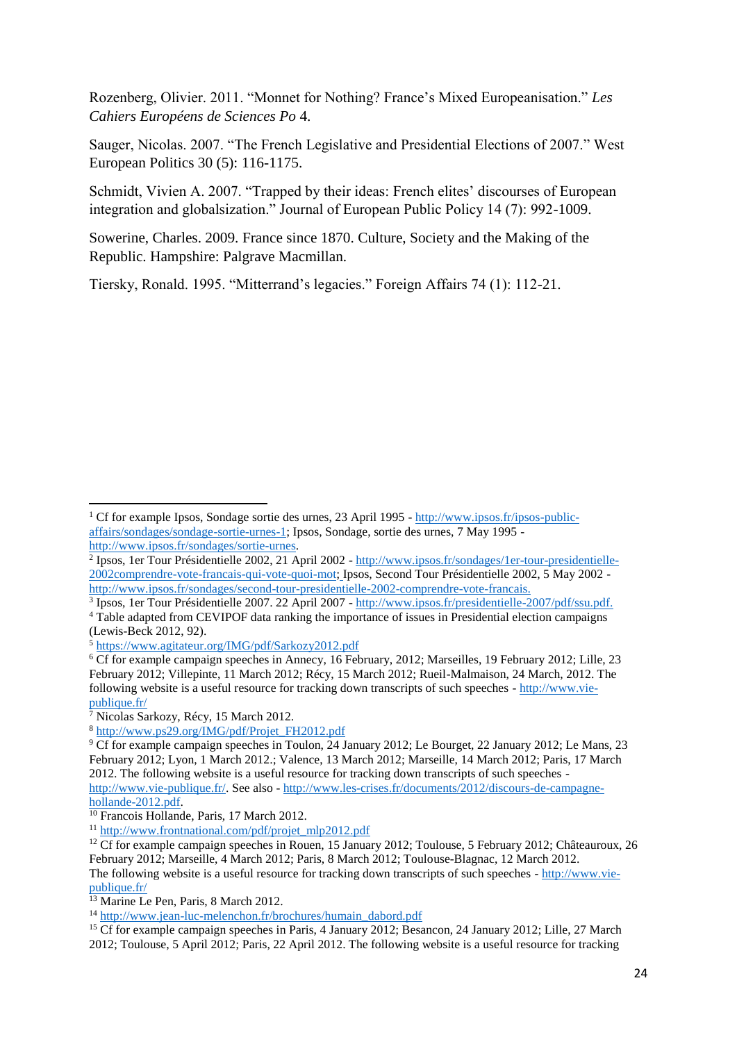Rozenberg, Olivier. 2011. "Monnet for Nothing? France's Mixed Europeanisation." *Les Cahiers Européens de Sciences Po* 4.

Sauger, Nicolas. 2007. "The French Legislative and Presidential Elections of 2007." West European Politics 30 (5): 116-1175.

Schmidt, Vivien A. 2007. "Trapped by their ideas: French elites' discourses of European integration and globalsization." Journal of European Public Policy 14 (7): 992-1009.

Sowerine, Charles. 2009. France since 1870. Culture, Society and the Making of the Republic. Hampshire: Palgrave Macmillan.

Tiersky, Ronald. 1995. "Mitterrand's legacies." Foreign Affairs 74 (1): 112-21.

---

[1] Cf for example Ipsos, Sondage sortie des urnes, 23 April 1995 - http://www.ipsos.fr/ipsos-public-affairs/sondages/sondage-sortie-urnes-1; Ipsos, Sondage, sortie des urnes, 7 May 1995 - http://www.ipsos.fr/sondages/sortie-urnes.

[2] Ipsos, 1er Tour Présidentielle 2002, 21 April 2002 - http://www.ipsos.fr/sondages/1er-tour-presidentielle-2002comprendre-vote-francais-qui-vote-quoi-mot; Ipsos, Second Tour Présidentielle 2002, 5 May 2002 - http://www.ipsos.fr/sondages/second-tour-presidentielle-2002-comprendre-vote-francais.

[3] Ipsos, 1er Tour Présidentielle 2007. 22 April 2007 - http://www.ipsos.fr/presidentielle-2007/pdf/ssu.pdf.

[4] Table adapted from CEVIPOF data ranking the importance of issues in Presidential election campaigns (Lewis-Beck 2012, 92).

[5] https://www.agitateur.org/IMG/pdf/Sarkozy2012.pdf

[6] Cf for example campaign speeches in Annecy, 16 February, 2012; Marseilles, 19 February 2012; Lille, 23 February 2012; Villepinte, 11 March 2012; Récy, 15 March 2012; Rueil-Malmaison, 24 March, 2012. The following website is a useful resource for tracking down transcripts of such speeches - http://www.vie-publique.fr/

[7] Nicolas Sarkozy, Récy, 15 March 2012.

[8] http://www.ps29.org/IMG/pdf/Projet_FH2012.pdf

[9] Cf for example campaign speeches in Toulon, 24 January 2012; Le Bourget, 22 January 2012; Le Mans, 23 February 2012; Lyon, 1 March 2012.; Valence, 13 March 2012; Marseille, 14 March 2012; Paris, 17 March 2012. The following website is a useful resource for tracking down transcripts of such speeches - http://www.vie-publique.fr/. See also - http://www.les-crises.fr/documents/2012/discours-de-campagne-hollande-2012.pdf.

[10] Francois Hollande, Paris, 17 March 2012.

[11] http://www.frontnational.com/pdf/projet_mlp2012.pdf

[12] Cf for example campaign speeches in Rouen, 15 January 2012; Toulouse, 5 February 2012; Châteauroux, 26 February 2012; Marseille, 4 March 2012; Paris, 8 March 2012; Toulouse-Blagnac, 12 March 2012. The following website is a useful resource for tracking down transcripts of such speeches - http://www.vie-publique.fr/

[13] Marine Le Pen, Paris, 8 March 2012.

[14] http://www.jean-luc-melenchon.fr/brochures/humain_dabord.pdf

[15] Cf for example campaign speeches in Paris, 4 January 2012; Besancon, 24 January 2012; Lille, 27 March 2012; Toulouse, 5 April 2012; Paris, 22 April 2012. The following website is a useful resource for tracking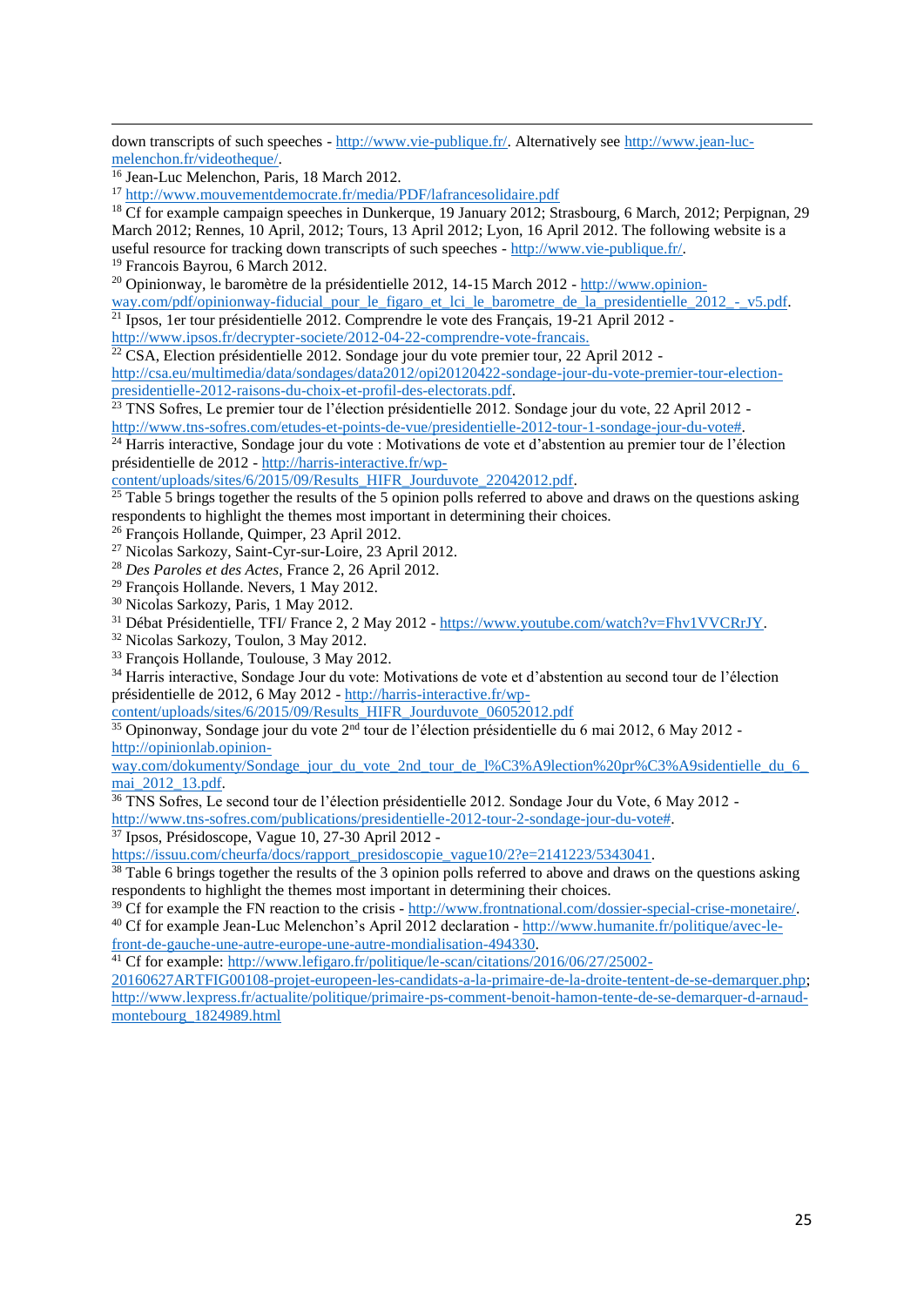down transcripts of such speeches - http://www.vie-publique.fr/. Alternatively see http://www.jean-luc-melenchon.fr/videotheque/.

[16] Jean-Luc Melenchon, Paris, 18 March 2012.

[17] http://www.mouvementdemocrate.fr/media/PDF/lafrancesolidaire.pdf

[18] Cf for example campaign speeches in Dunkerque, 19 January 2012; Strasbourg, 6 March, 2012; Perpignan, 29 March 2012; Rennes, 10 April, 2012; Tours, 13 April 2012; Lyon, 16 April 2012. The following website is a useful resource for tracking down transcripts of such speeches - http://www.vie-publique.fr/.

[19] Francois Bayrou, 6 March 2012.

[20] Opinionway, le baromètre de la présidentielle 2012, 14-15 March 2012 - http://www.opinion-way.com/pdf/opinionway-fiducial_pour_le_figaro_et_lci_le_barometre_de_la_presidentielle_2012_-_v5.pdf.

[21] Ipsos, 1er tour présidentielle 2012. Comprendre le vote des Français, 19-21 April 2012 - http://www.ipsos.fr/decrypter-societe/2012-04-22-comprendre-vote-francais.

[22] CSA, Election présidentielle 2012. Sondage jour du vote premier tour, 22 April 2012 - http://csa.eu/multimedia/data/sondages/data2012/opi20120422-sondage-jour-du-vote-premier-tour-election-presidentielle-2012-raisons-du-choix-et-profil-des-electorats.pdf.

[23] TNS Sofres, Le premier tour de l'élection présidentielle 2012. Sondage jour du vote, 22 April 2012 - http://www.tns-sofres.com/etudes-et-points-de-vue/presidentielle-2012-tour-1-sondage-jour-du-vote#.

[24] Harris interactive, Sondage jour du vote : Motivations de vote et d'abstention au premier tour de l'élection présidentielle de 2012 - http://harris-interactive.fr/wp-content/uploads/sites/6/2015/09/Results_HIFR_Jourduvote_22042012.pdf.

[25] Table 5 brings together the results of the 5 opinion polls referred to above and draws on the questions asking respondents to highlight the themes most important in determining their choices.

[26] François Hollande, Quimper, 23 April 2012.

[27] Nicolas Sarkozy, Saint-Cyr-sur-Loire, 23 April 2012.

[28] *Des Paroles et des Actes*, France 2, 26 April 2012.

[29] François Hollande. Nevers, 1 May 2012.

[30] Nicolas Sarkozy, Paris, 1 May 2012.

[31] Débat Présidentielle, TFI/ France 2, 2 May 2012 - https://www.youtube.com/watch?v=Fhv1VVCRrJY.

[32] Nicolas Sarkozy, Toulon, 3 May 2012.

[33] François Hollande, Toulouse, 3 May 2012.

[34] Harris interactive, Sondage Jour du vote: Motivations de vote et d'abstention au second tour de l'élection présidentielle de 2012, 6 May 2012 - http://harris-interactive.fr/wp-content/uploads/sites/6/2015/09/Results_HIFR_Jourduvote_06052012.pdf

[35] Opinonway, Sondage jour du vote 2nd tour de l'élection présidentielle du 6 mai 2012, 6 May 2012 - http://opinionlab.opinion-way.com/dokumenty/Sondage_jour_du_vote_2nd_tour_de_l%C3%A9lection%20pr%C3%A9sidentielle_du_6_mai_2012_13.pdf.

[36] TNS Sofres, Le second tour de l'élection présidentielle 2012. Sondage Jour du Vote, 6 May 2012 - http://www.tns-sofres.com/publications/presidentielle-2012-tour-2-sondage-jour-du-vote#.

[37] Ipsos, Présidoscope, Vague 10, 27-30 April 2012 - https://issuu.com/cheurfa/docs/rapport_presidoscopie_vague10/2?e=2141223/5343041.

[38] Table 6 brings together the results of the 3 opinion polls referred to above and draws on the questions asking respondents to highlight the themes most important in determining their choices.

[39] Cf for example the FN reaction to the crisis - http://www.frontnational.com/dossier-special-crise-monetaire/.

[40] Cf for example Jean-Luc Melenchon's April 2012 declaration - http://www.humanite.fr/politique/avec-le-front-de-gauche-une-autre-europe-une-autre-mondialisation-494330.

[41] Cf for example: http://www.lefigaro.fr/politique/le-scan/citations/2016/06/27/25002-20160627ARTFIG00108-projet-europeen-les-candidats-a-la-primaire-de-la-droite-tentent-de-se-demarquer.php; http://www.lexpress.fr/actualite/politique/primaire-ps-comment-benoit-hamon-tente-de-se-demarquer-d-arnaud-montebourg_1824989.html